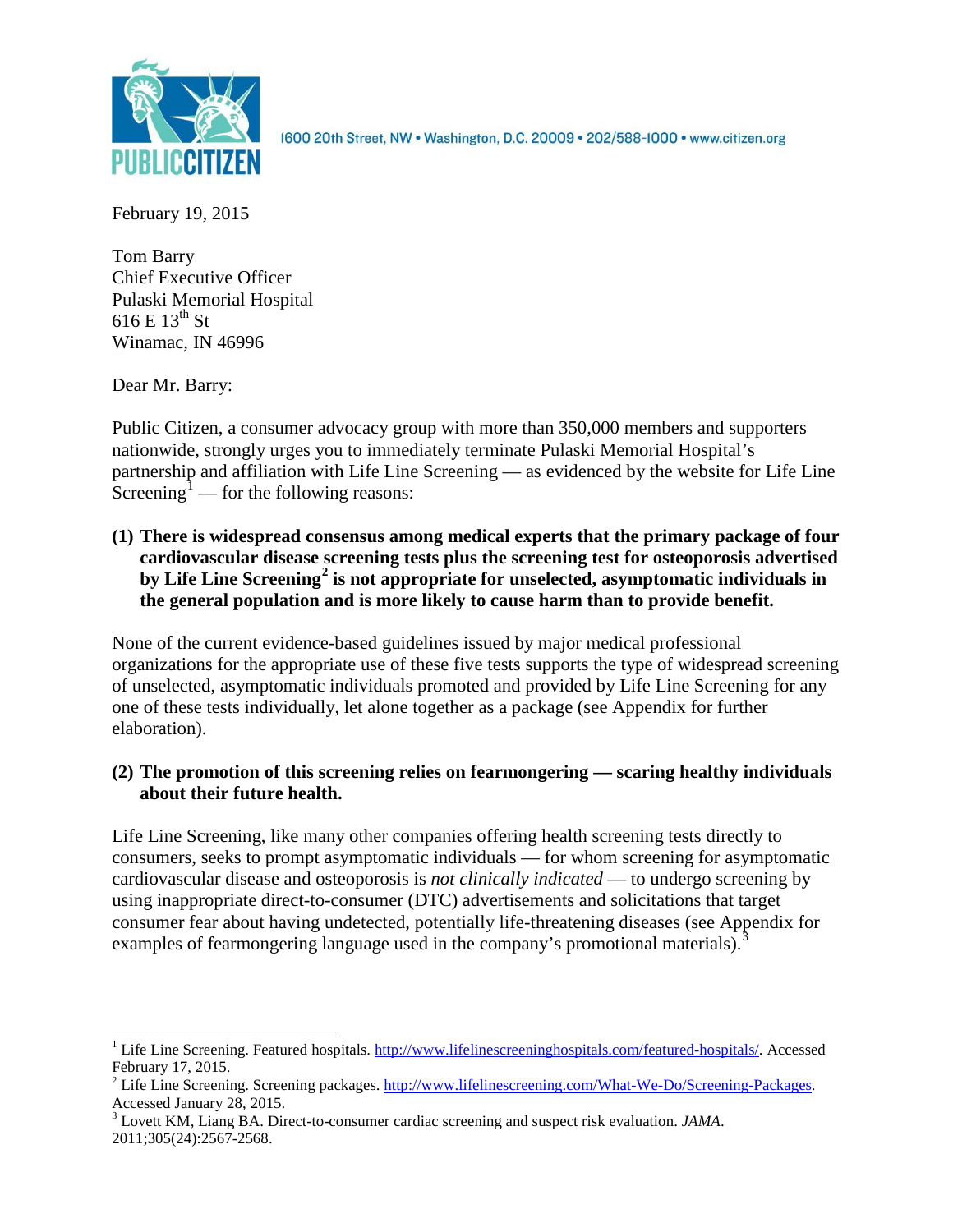PUBLIC CITIZEN

1600 20th Street, NW • Washington, D.C. 20009 • 202/588-1000 • www.citizen.org

February 19, 2015

Tom Barry
Chief Executive Officer
Pulaski Memorial Hospital
616 E 13th St
Winamac, IN 46996

Dear Mr. Barry:

Public Citizen, a consumer advocacy group with more than 350,000 members and supporters nationwide, strongly urges you to immediately terminate Pulaski Memorial Hospital's partnership and affiliation with Life Line Screening — as evidenced by the website for Life Line Screening[1] — for the following reasons:

**(1) There is widespread consensus among medical experts that the primary package of four cardiovascular disease screening tests plus the screening test for osteoporosis advertised by Life Line Screening[2] is not appropriate for unselected, asymptomatic individuals in the general population and is more likely to cause harm than to provide benefit.**

None of the current evidence-based guidelines issued by major medical professional organizations for the appropriate use of these five tests supports the type of widespread screening of unselected, asymptomatic individuals promoted and provided by Life Line Screening for any one of these tests individually, let alone together as a package (see Appendix for further elaboration).

**(2) The promotion of this screening relies on fearmongering — scaring healthy individuals about their future health.**

Life Line Screening, like many other companies offering health screening tests directly to consumers, seeks to prompt asymptomatic individuals — for whom screening for asymptomatic cardiovascular disease and osteoporosis is *not clinically indicated* — to undergo screening by using inappropriate direct-to-consumer (DTC) advertisements and solicitations that target consumer fear about having undetected, potentially life-threatening diseases (see Appendix for examples of fearmongering language used in the company's promotional materials).[3]

---

[1] Life Line Screening. Featured hospitals. http://www.lifelinescreeninghospitals.com/featured-hospitals/. Accessed February 17, 2015.

[2] Life Line Screening. Screening packages. http://www.lifelinescreening.com/What-We-Do/Screening-Packages. Accessed January 28, 2015.

[3] Lovett KM, Liang BA. Direct-to-consumer cardiac screening and suspect risk evaluation. *JAMA*. 2011;305(24):2567-2568.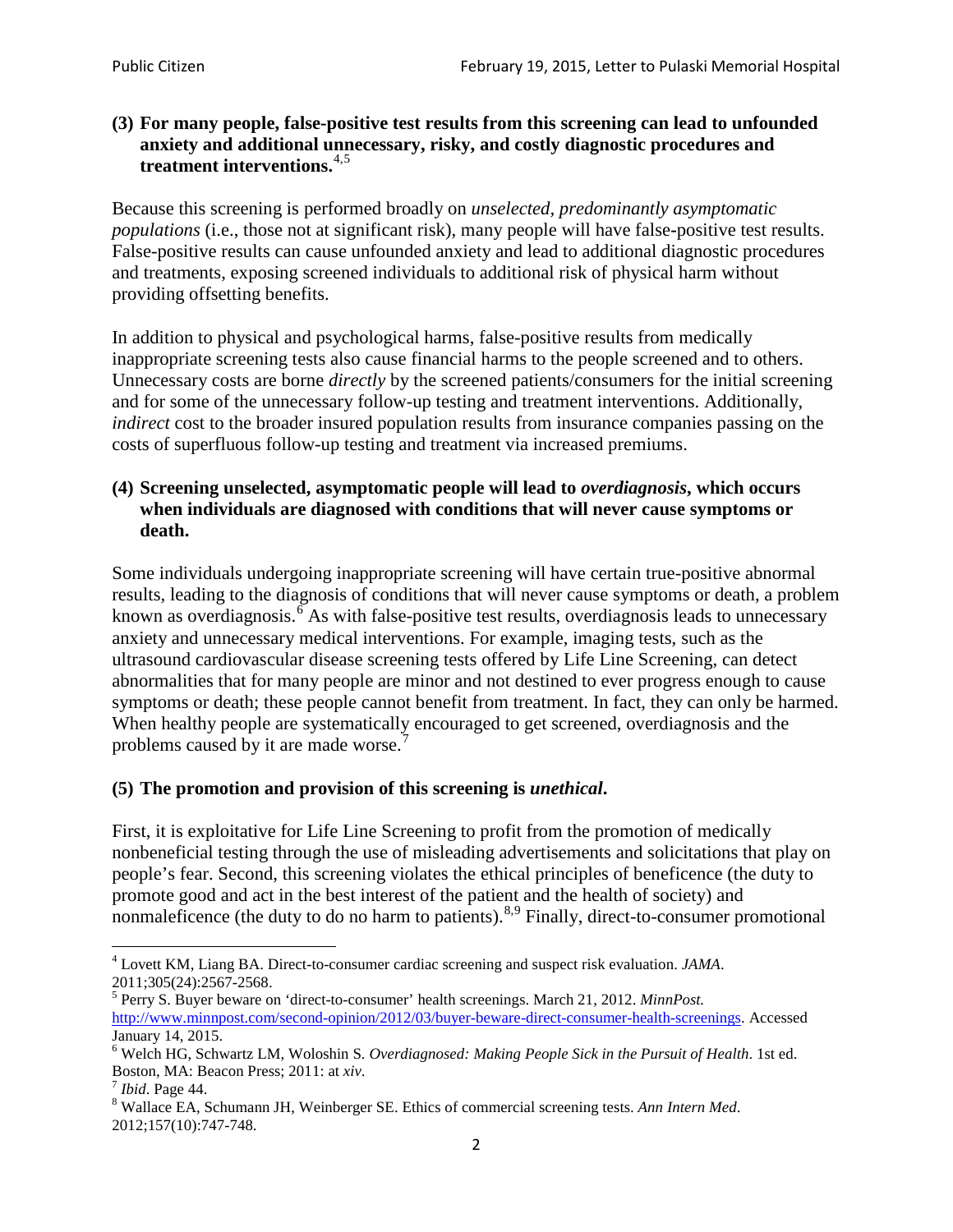**(3) For many people, false-positive test results from this screening can lead to unfounded anxiety and additional unnecessary, risky, and costly diagnostic procedures and treatment interventions.**[4,5]

Because this screening is performed broadly on *unselected, predominantly asymptomatic populations* (i.e., those not at significant risk), many people will have false-positive test results. False-positive results can cause unfounded anxiety and lead to additional diagnostic procedures and treatments, exposing screened individuals to additional risk of physical harm without providing offsetting benefits.

In addition to physical and psychological harms, false-positive results from medically inappropriate screening tests also cause financial harms to the people screened and to others. Unnecessary costs are borne *directly* by the screened patients/consumers for the initial screening and for some of the unnecessary follow-up testing and treatment interventions. Additionally, *indirect* cost to the broader insured population results from insurance companies passing on the costs of superfluous follow-up testing and treatment via increased premiums.

**(4) Screening unselected, asymptomatic people will lead to *overdiagnosis*, which occurs when individuals are diagnosed with conditions that will never cause symptoms or death.**

Some individuals undergoing inappropriate screening will have certain true-positive abnormal results, leading to the diagnosis of conditions that will never cause symptoms or death, a problem known as overdiagnosis.[6] As with false-positive test results, overdiagnosis leads to unnecessary anxiety and unnecessary medical interventions. For example, imaging tests, such as the ultrasound cardiovascular disease screening tests offered by Life Line Screening, can detect abnormalities that for many people are minor and not destined to ever progress enough to cause symptoms or death; these people cannot benefit from treatment. In fact, they can only be harmed. When healthy people are systematically encouraged to get screened, overdiagnosis and the problems caused by it are made worse.[7]

**(5) The promotion and provision of this screening is *unethical*.**

First, it is exploitative for Life Line Screening to profit from the promotion of medically nonbeneficial testing through the use of misleading advertisements and solicitations that play on people's fear. Second, this screening violates the ethical principles of beneficence (the duty to promote good and act in the best interest of the patient and the health of society) and nonmaleficence (the duty to do no harm to patients).[8,9] Finally, direct-to-consumer promotional

---

[4] Lovett KM, Liang BA. Direct-to-consumer cardiac screening and suspect risk evaluation. *JAMA*. 2011;305(24):2567-2568.

[5] Perry S. Buyer beware on 'direct-to-consumer' health screenings. March 21, 2012. *MinnPost.* http://www.minnpost.com/second-opinion/2012/03/buyer-beware-direct-consumer-health-screenings. Accessed January 14, 2015.

[6] Welch HG, Schwartz LM, Woloshin S. *Overdiagnosed: Making People Sick in the Pursuit of Health*. 1st ed. Boston, MA: Beacon Press; 2011: at *xiv*.

[7] *Ibid*. Page 44.

[8] Wallace EA, Schumann JH, Weinberger SE. Ethics of commercial screening tests. *Ann Intern Med*. 2012;157(10):747-748.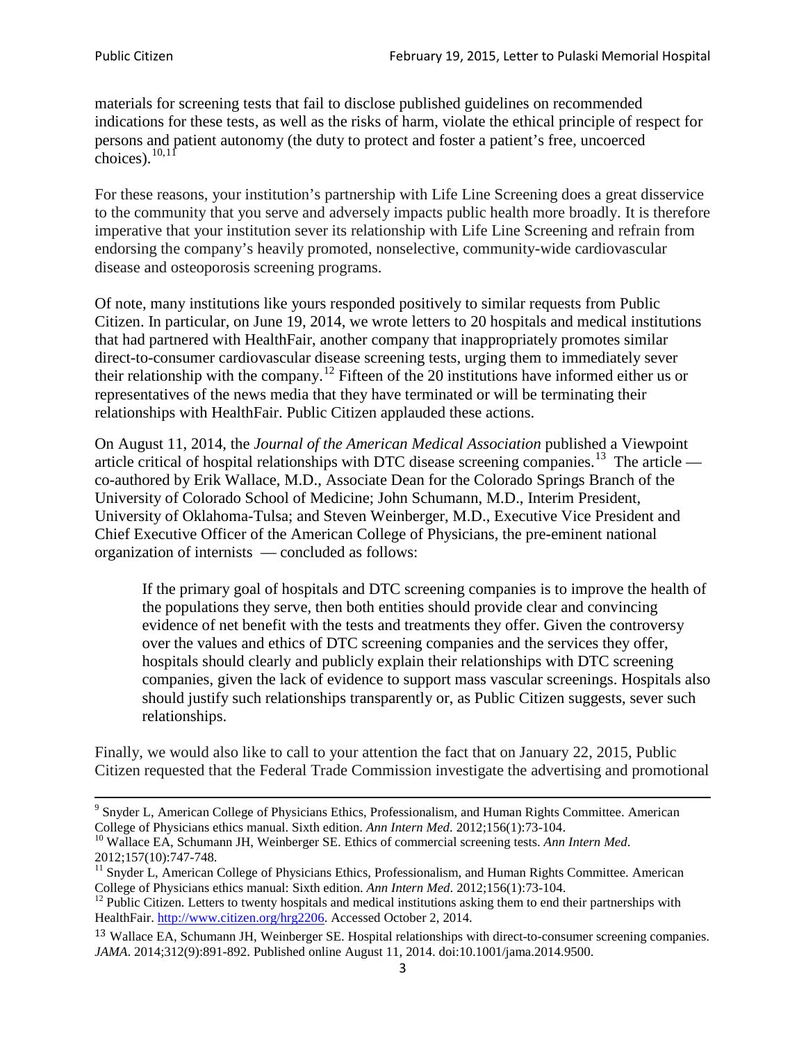materials for screening tests that fail to disclose published guidelines on recommended indications for these tests, as well as the risks of harm, violate the ethical principle of respect for persons and patient autonomy (the duty to protect and foster a patient's free, uncoerced choices).[10,11]

For these reasons, your institution's partnership with Life Line Screening does a great disservice to the community that you serve and adversely impacts public health more broadly. It is therefore imperative that your institution sever its relationship with Life Line Screening and refrain from endorsing the company's heavily promoted, nonselective, community-wide cardiovascular disease and osteoporosis screening programs.

Of note, many institutions like yours responded positively to similar requests from Public Citizen. In particular, on June 19, 2014, we wrote letters to 20 hospitals and medical institutions that had partnered with HealthFair, another company that inappropriately promotes similar direct-to-consumer cardiovascular disease screening tests, urging them to immediately sever their relationship with the company.[12] Fifteen of the 20 institutions have informed either us or representatives of the news media that they have terminated or will be terminating their relationships with HealthFair. Public Citizen applauded these actions.

On August 11, 2014, the *Journal of the American Medical Association* published a Viewpoint article critical of hospital relationships with DTC disease screening companies.[13] The article — co-authored by Erik Wallace, M.D., Associate Dean for the Colorado Springs Branch of the University of Colorado School of Medicine; John Schumann, M.D., Interim President, University of Oklahoma-Tulsa; and Steven Weinberger, M.D., Executive Vice President and Chief Executive Officer of the American College of Physicians, the pre-eminent national organization of internists — concluded as follows:

> If the primary goal of hospitals and DTC screening companies is to improve the health of the populations they serve, then both entities should provide clear and convincing evidence of net benefit with the tests and treatments they offer. Given the controversy over the values and ethics of DTC screening companies and the services they offer, hospitals should clearly and publicly explain their relationships with DTC screening companies, given the lack of evidence to support mass vascular screenings. Hospitals also should justify such relationships transparently or, as Public Citizen suggests, sever such relationships.

Finally, we would also like to call to your attention the fact that on January 22, 2015, Public Citizen requested that the Federal Trade Commission investigate the advertising and promotional

---

[9] Snyder L, American College of Physicians Ethics, Professionalism, and Human Rights Committee. American College of Physicians ethics manual. Sixth edition. *Ann Intern Med*. 2012;156(1):73-104.

[10] Wallace EA, Schumann JH, Weinberger SE. Ethics of commercial screening tests. *Ann Intern Med*. 2012;157(10):747-748.

[11] Snyder L, American College of Physicians Ethics, Professionalism, and Human Rights Committee. American College of Physicians ethics manual: Sixth edition. *Ann Intern Med*. 2012;156(1):73-104.

[12] Public Citizen. Letters to twenty hospitals and medical institutions asking them to end their partnerships with HealthFair. http://www.citizen.org/hrg2206. Accessed October 2, 2014.

[13] Wallace EA, Schumann JH, Weinberger SE. Hospital relationships with direct-to-consumer screening companies. *JAMA*. 2014;312(9):891-892. Published online August 11, 2014. doi:10.1001/jama.2014.9500.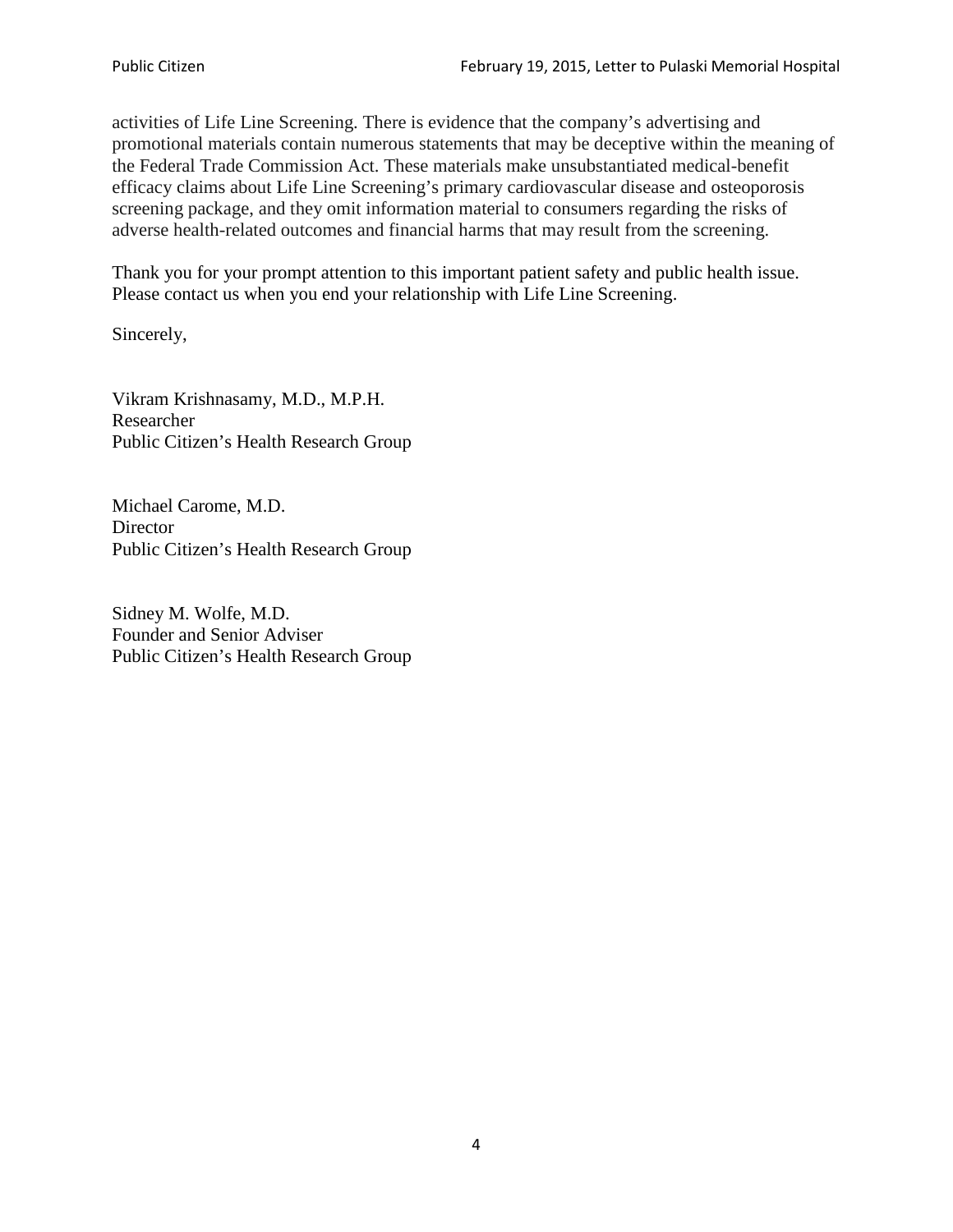activities of Life Line Screening. There is evidence that the company's advertising and promotional materials contain numerous statements that may be deceptive within the meaning of the Federal Trade Commission Act. These materials make unsubstantiated medical-benefit efficacy claims about Life Line Screening's primary cardiovascular disease and osteoporosis screening package, and they omit information material to consumers regarding the risks of adverse health-related outcomes and financial harms that may result from the screening.

Thank you for your prompt attention to this important patient safety and public health issue. Please contact us when you end your relationship with Life Line Screening.

Sincerely,

Vikram Krishnasamy, M.D., M.P.H.
Researcher
Public Citizen's Health Research Group

Michael Carome, M.D.
Director
Public Citizen's Health Research Group

Sidney M. Wolfe, M.D.
Founder and Senior Adviser
Public Citizen's Health Research Group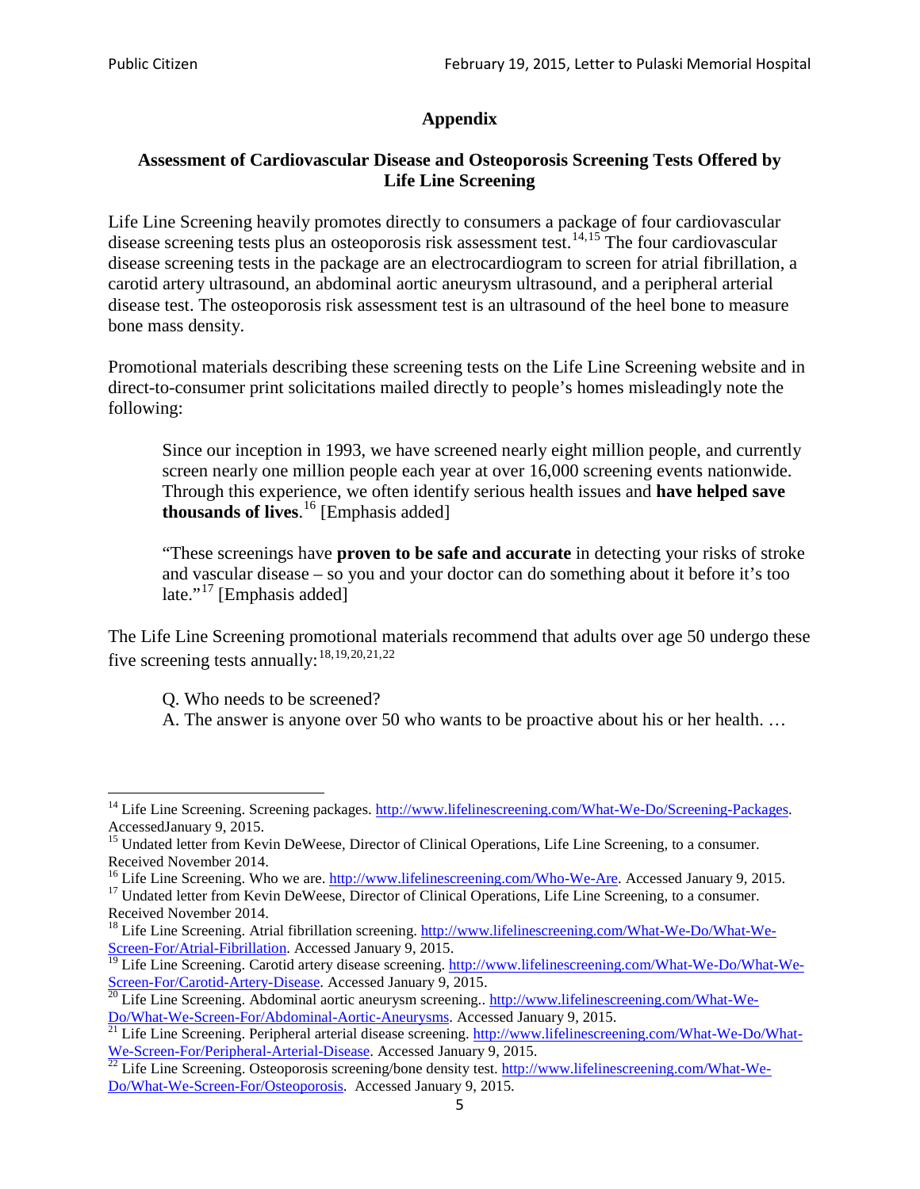## Appendix

### Assessment of Cardiovascular Disease and Osteoporosis Screening Tests Offered by Life Line Screening

Life Line Screening heavily promotes directly to consumers a package of four cardiovascular disease screening tests plus an osteoporosis risk assessment test.[14,15] The four cardiovascular disease screening tests in the package are an electrocardiogram to screen for atrial fibrillation, a carotid artery ultrasound, an abdominal aortic aneurysm ultrasound, and a peripheral arterial disease test. The osteoporosis risk assessment test is an ultrasound of the heel bone to measure bone mass density.

Promotional materials describing these screening tests on the Life Line Screening website and in direct-to-consumer print solicitations mailed directly to people's homes misleadingly note the following:

> Since our inception in 1993, we have screened nearly eight million people, and currently screen nearly one million people each year at over 16,000 screening events nationwide. Through this experience, we often identify serious health issues and **have helped save thousands of lives**.[16] [Emphasis added]
>
> "These screenings have **proven to be safe and accurate** in detecting your risks of stroke and vascular disease – so you and your doctor can do something about it before it's too late."[17] [Emphasis added]

The Life Line Screening promotional materials recommend that adults over age 50 undergo these five screening tests annually:[18,19,20,21,22]

> Q. Who needs to be screened?
> A. The answer is anyone over 50 who wants to be proactive about his or her health. …

---

[14] Life Line Screening. Screening packages. http://www.lifelinescreening.com/What-We-Do/Screening-Packages. AccessedJanuary 9, 2015.

[15] Undated letter from Kevin DeWeese, Director of Clinical Operations, Life Line Screening, to a consumer. Received November 2014.

[16] Life Line Screening. Who we are. http://www.lifelinescreening.com/Who-We-Are. Accessed January 9, 2015.

[17] Undated letter from Kevin DeWeese, Director of Clinical Operations, Life Line Screening, to a consumer. Received November 2014.

[18] Life Line Screening. Atrial fibrillation screening. http://www.lifelinescreening.com/What-We-Do/What-We-Screen-For/Atrial-Fibrillation. Accessed January 9, 2015.

[19] Life Line Screening. Carotid artery disease screening. http://www.lifelinescreening.com/What-We-Do/What-We-Screen-For/Carotid-Artery-Disease. Accessed January 9, 2015.

[20] Life Line Screening. Abdominal aortic aneurysm screening.. http://www.lifelinescreening.com/What-We-Do/What-We-Screen-For/Abdominal-Aortic-Aneurysms. Accessed January 9, 2015.

[21] Life Line Screening. Peripheral arterial disease screening. http://www.lifelinescreening.com/What-We-Do/What-We-Screen-For/Peripheral-Arterial-Disease. Accessed January 9, 2015.

[22] Life Line Screening. Osteoporosis screening/bone density test. http://www.lifelinescreening.com/What-We-Do/What-We-Screen-For/Osteoporosis. Accessed January 9, 2015.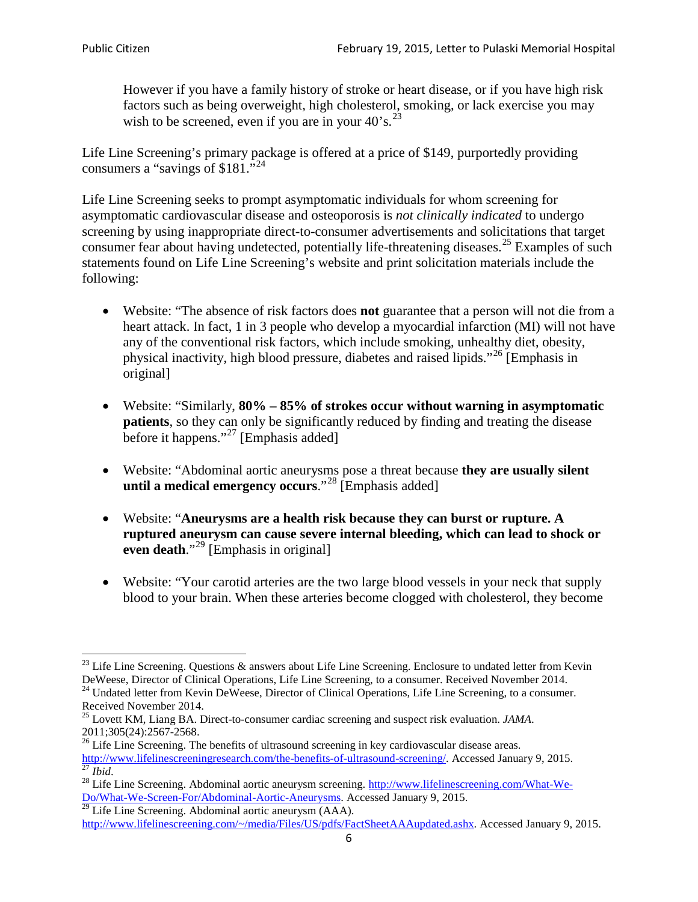> However if you have a family history of stroke or heart disease, or if you have high risk factors such as being overweight, high cholesterol, smoking, or lack exercise you may wish to be screened, even if you are in your 40's.[23]

Life Line Screening's primary package is offered at a price of $149, purportedly providing consumers a "savings of $181."[24]

Life Line Screening seeks to prompt asymptomatic individuals for whom screening for asymptomatic cardiovascular disease and osteoporosis is *not clinically indicated* to undergo screening by using inappropriate direct-to-consumer advertisements and solicitations that target consumer fear about having undetected, potentially life-threatening diseases.[25] Examples of such statements found on Life Line Screening's website and print solicitation materials include the following:

- Website: "The absence of risk factors does **not** guarantee that a person will not die from a heart attack. In fact, 1 in 3 people who develop a myocardial infarction (MI) will not have any of the conventional risk factors, which include smoking, unhealthy diet, obesity, physical inactivity, high blood pressure, diabetes and raised lipids."[26] [Emphasis in original]

- Website: "Similarly, **80% – 85% of strokes occur without warning in asymptomatic patients**, so they can only be significantly reduced by finding and treating the disease before it happens."[27] [Emphasis added]

- Website: "Abdominal aortic aneurysms pose a threat because **they are usually silent until a medical emergency occurs**."[28] [Emphasis added]

- Website: "**Aneurysms are a health risk because they can burst or rupture. A ruptured aneurysm can cause severe internal bleeding, which can lead to shock or even death**."[29] [Emphasis in original]

- Website: "Your carotid arteries are the two large blood vessels in your neck that supply blood to your brain. When these arteries become clogged with cholesterol, they become

---

[23] Life Line Screening. Questions & answers about Life Line Screening. Enclosure to undated letter from Kevin DeWeese, Director of Clinical Operations, Life Line Screening, to a consumer. Received November 2014.

[24] Undated letter from Kevin DeWeese, Director of Clinical Operations, Life Line Screening, to a consumer. Received November 2014.

[25] Lovett KM, Liang BA. Direct-to-consumer cardiac screening and suspect risk evaluation. *JAMA*. 2011;305(24):2567-2568.

[26] Life Line Screening. The benefits of ultrasound screening in key cardiovascular disease areas. http://www.lifelinescreeningresearch.com/the-benefits-of-ultrasound-screening/. Accessed January 9, 2015.

[27] *Ibid*.

[28] Life Line Screening. Abdominal aortic aneurysm screening. http://www.lifelinescreening.com/What-We-Do/What-We-Screen-For/Abdominal-Aortic-Aneurysms. Accessed January 9, 2015.

[29] Life Line Screening. Abdominal aortic aneurysm (AAA). http://www.lifelinescreening.com/~/media/Files/US/pdfs/FactSheetAAAupdated.ashx. Accessed January 9, 2015.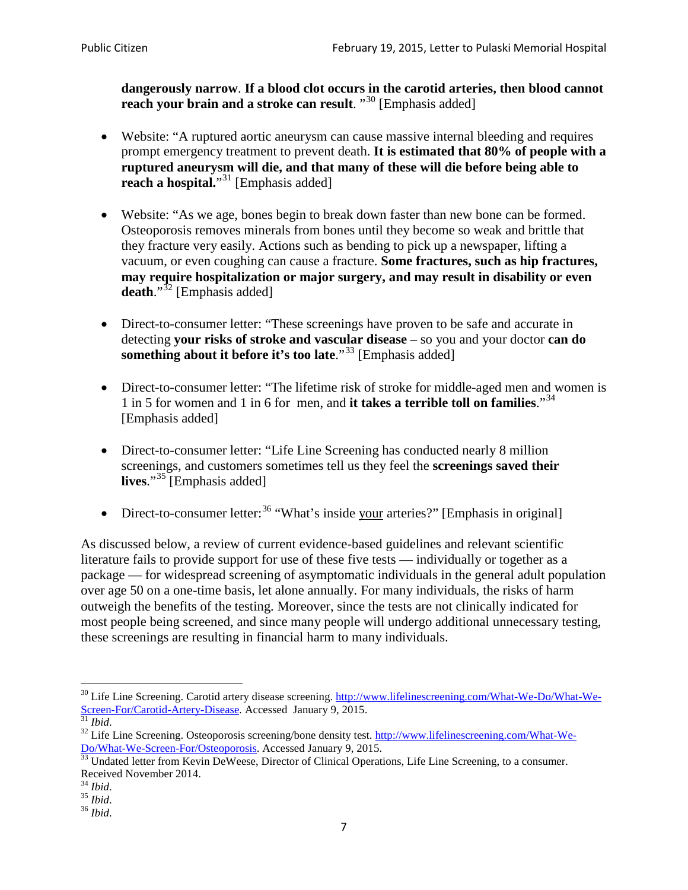**dangerously narrow**. **If a blood clot occurs in the carotid arteries, then blood cannot reach your brain and a stroke can result**. "[30] [Emphasis added]

- Website: "A ruptured aortic aneurysm can cause massive internal bleeding and requires prompt emergency treatment to prevent death. **It is estimated that 80% of people with a ruptured aneurysm will die, and that many of these will die before being able to reach a hospital.**"[31] [Emphasis added]

- Website: "As we age, bones begin to break down faster than new bone can be formed. Osteoporosis removes minerals from bones until they become so weak and brittle that they fracture very easily. Actions such as bending to pick up a newspaper, lifting a vacuum, or even coughing can cause a fracture. **Some fractures, such as hip fractures, may require hospitalization or major surgery, and may result in disability or even death**."[32] [Emphasis added]

- Direct-to-consumer letter: "These screenings have proven to be safe and accurate in detecting **your risks of stroke and vascular disease** – so you and your doctor **can do something about it before it's too late**."[33] [Emphasis added]

- Direct-to-consumer letter: "The lifetime risk of stroke for middle-aged men and women is 1 in 5 for women and 1 in 6 for men, and **it takes a terrible toll on families**."[34] [Emphasis added]

- Direct-to-consumer letter: "Life Line Screening has conducted nearly 8 million screenings, and customers sometimes tell us they feel the **screenings saved their lives**."[35] [Emphasis added]

- Direct-to-consumer letter:[36] "What's inside <u>your</u> arteries?" [Emphasis in original]

As discussed below, a review of current evidence-based guidelines and relevant scientific literature fails to provide support for use of these five tests — individually or together as a package — for widespread screening of asymptomatic individuals in the general adult population over age 50 on a one-time basis, let alone annually. For many individuals, the risks of harm outweigh the benefits of the testing. Moreover, since the tests are not clinically indicated for most people being screened, and since many people will undergo additional unnecessary testing, these screenings are resulting in financial harm to many individuals.

---

[30] Life Line Screening. Carotid artery disease screening. http://www.lifelinescreening.com/What-We-Do/What-We-Screen-For/Carotid-Artery-Disease. Accessed January 9, 2015.

[31] *Ibid*.

[32] Life Line Screening. Osteoporosis screening/bone density test. http://www.lifelinescreening.com/What-We-Do/What-We-Screen-For/Osteoporosis. Accessed January 9, 2015.

[33] Undated letter from Kevin DeWeese, Director of Clinical Operations, Life Line Screening, to a consumer. Received November 2014.

[34] *Ibid*.

[35] *Ibid*.

[36] *Ibid*.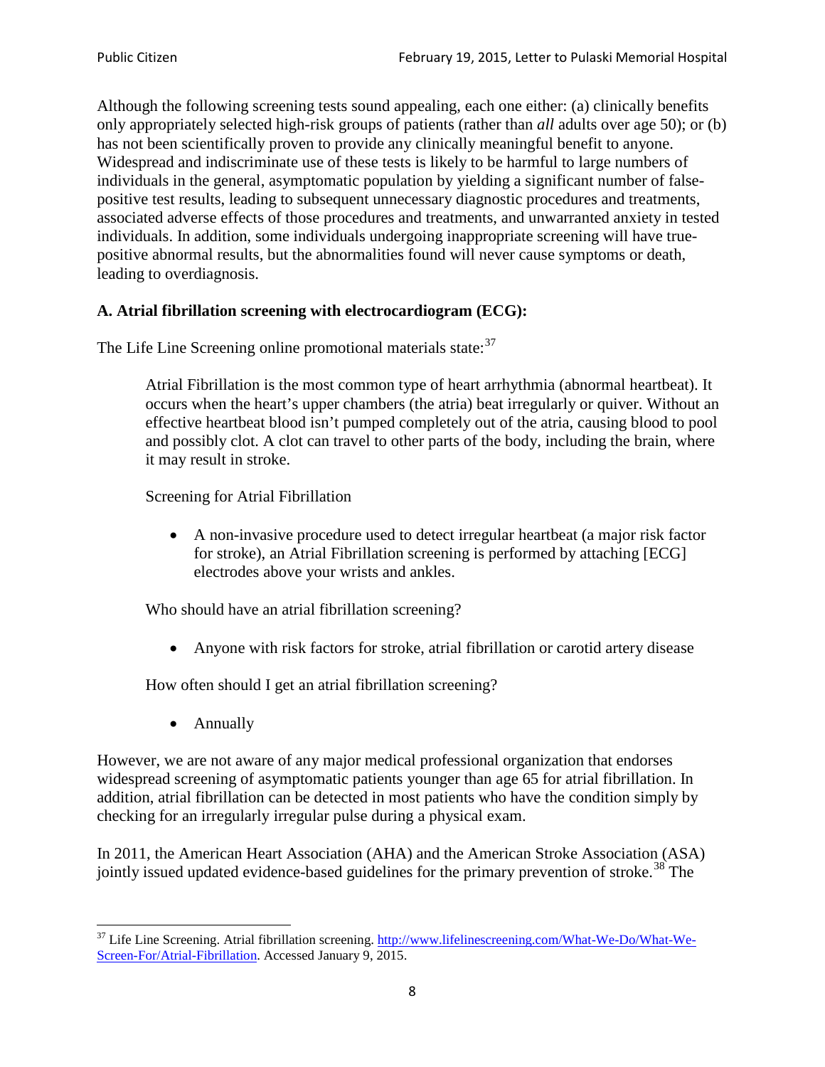Although the following screening tests sound appealing, each one either: (a) clinically benefits only appropriately selected high-risk groups of patients (rather than *all* adults over age 50); or (b) has not been scientifically proven to provide any clinically meaningful benefit to anyone. Widespread and indiscriminate use of these tests is likely to be harmful to large numbers of individuals in the general, asymptomatic population by yielding a significant number of false-positive test results, leading to subsequent unnecessary diagnostic procedures and treatments, associated adverse effects of those procedures and treatments, and unwarranted anxiety in tested individuals. In addition, some individuals undergoing inappropriate screening will have true-positive abnormal results, but the abnormalities found will never cause symptoms or death, leading to overdiagnosis.

**A. Atrial fibrillation screening with electrocardiogram (ECG):**

The Life Line Screening online promotional materials state:[37]

> Atrial Fibrillation is the most common type of heart arrhythmia (abnormal heartbeat). It occurs when the heart's upper chambers (the atria) beat irregularly or quiver. Without an effective heartbeat blood isn't pumped completely out of the atria, causing blood to pool and possibly clot. A clot can travel to other parts of the body, including the brain, where it may result in stroke.
>
> Screening for Atrial Fibrillation
>
> - A non-invasive procedure used to detect irregular heartbeat (a major risk factor for stroke), an Atrial Fibrillation screening is performed by attaching [ECG] electrodes above your wrists and ankles.
>
> Who should have an atrial fibrillation screening?
>
> - Anyone with risk factors for stroke, atrial fibrillation or carotid artery disease
>
> How often should I get an atrial fibrillation screening?
>
> - Annually

However, we are not aware of any major medical professional organization that endorses widespread screening of asymptomatic patients younger than age 65 for atrial fibrillation. In addition, atrial fibrillation can be detected in most patients who have the condition simply by checking for an irregularly irregular pulse during a physical exam.

In 2011, the American Heart Association (AHA) and the American Stroke Association (ASA) jointly issued updated evidence-based guidelines for the primary prevention of stroke.[38] The

---

[37] Life Line Screening. Atrial fibrillation screening. http://www.lifelinescreening.com/What-We-Do/What-We-Screen-For/Atrial-Fibrillation. Accessed January 9, 2015.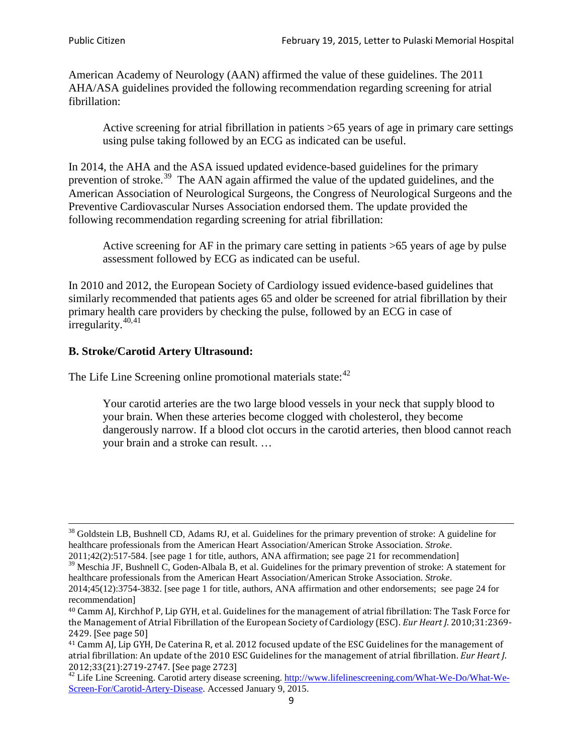American Academy of Neurology (AAN) affirmed the value of these guidelines. The 2011 AHA/ASA guidelines provided the following recommendation regarding screening for atrial fibrillation:

> Active screening for atrial fibrillation in patients >65 years of age in primary care settings using pulse taking followed by an ECG as indicated can be useful.

In 2014, the AHA and the ASA issued updated evidence-based guidelines for the primary prevention of stroke.[39] The AAN again affirmed the value of the updated guidelines, and the American Association of Neurological Surgeons, the Congress of Neurological Surgeons and the Preventive Cardiovascular Nurses Association endorsed them. The update provided the following recommendation regarding screening for atrial fibrillation:

> Active screening for AF in the primary care setting in patients >65 years of age by pulse assessment followed by ECG as indicated can be useful.

In 2010 and 2012, the European Society of Cardiology issued evidence-based guidelines that similarly recommended that patients ages 65 and older be screened for atrial fibrillation by their primary health care providers by checking the pulse, followed by an ECG in case of irregularity.[40,41]

**B. Stroke/Carotid Artery Ultrasound:**

The Life Line Screening online promotional materials state:[42]

> Your carotid arteries are the two large blood vessels in your neck that supply blood to your brain. When these arteries become clogged with cholesterol, they become dangerously narrow. If a blood clot occurs in the carotid arteries, then blood cannot reach your brain and a stroke can result. …

---

[38] Goldstein LB, Bushnell CD, Adams RJ, et al. Guidelines for the primary prevention of stroke: A guideline for healthcare professionals from the American Heart Association/American Stroke Association. *Stroke*. 2011;42(2):517-584. [see page 1 for title, authors, ANA affirmation; see page 21 for recommendation]

[39] Meschia JF, Bushnell C, Goden-Albala B, et al. Guidelines for the primary prevention of stroke: A statement for healthcare professionals from the American Heart Association/American Stroke Association. *Stroke*. 2014;45(12):3754-3832. [see page 1 for title, authors, ANA affirmation and other endorsements; see page 24 for recommendation]

[40] Camm AJ, Kirchhof P, Lip GYH, et al. Guidelines for the management of atrial fibrillation: The Task Force for the Management of Atrial Fibrillation of the European Society of Cardiology (ESC). *Eur Heart J*. 2010;31:2369-2429. [See page 50]

[41] Camm AJ, Lip GYH, De Caterina R, et al. 2012 focused update of the ESC Guidelines for the management of atrial fibrillation: An update of the 2010 ESC Guidelines for the management of atrial fibrillation. *Eur Heart J*. 2012;33(21):2719-2747. [See page 2723]

[42] Life Line Screening. Carotid artery disease screening. http://www.lifelinescreening.com/What-We-Do/What-We-Screen-For/Carotid-Artery-Disease. Accessed January 9, 2015.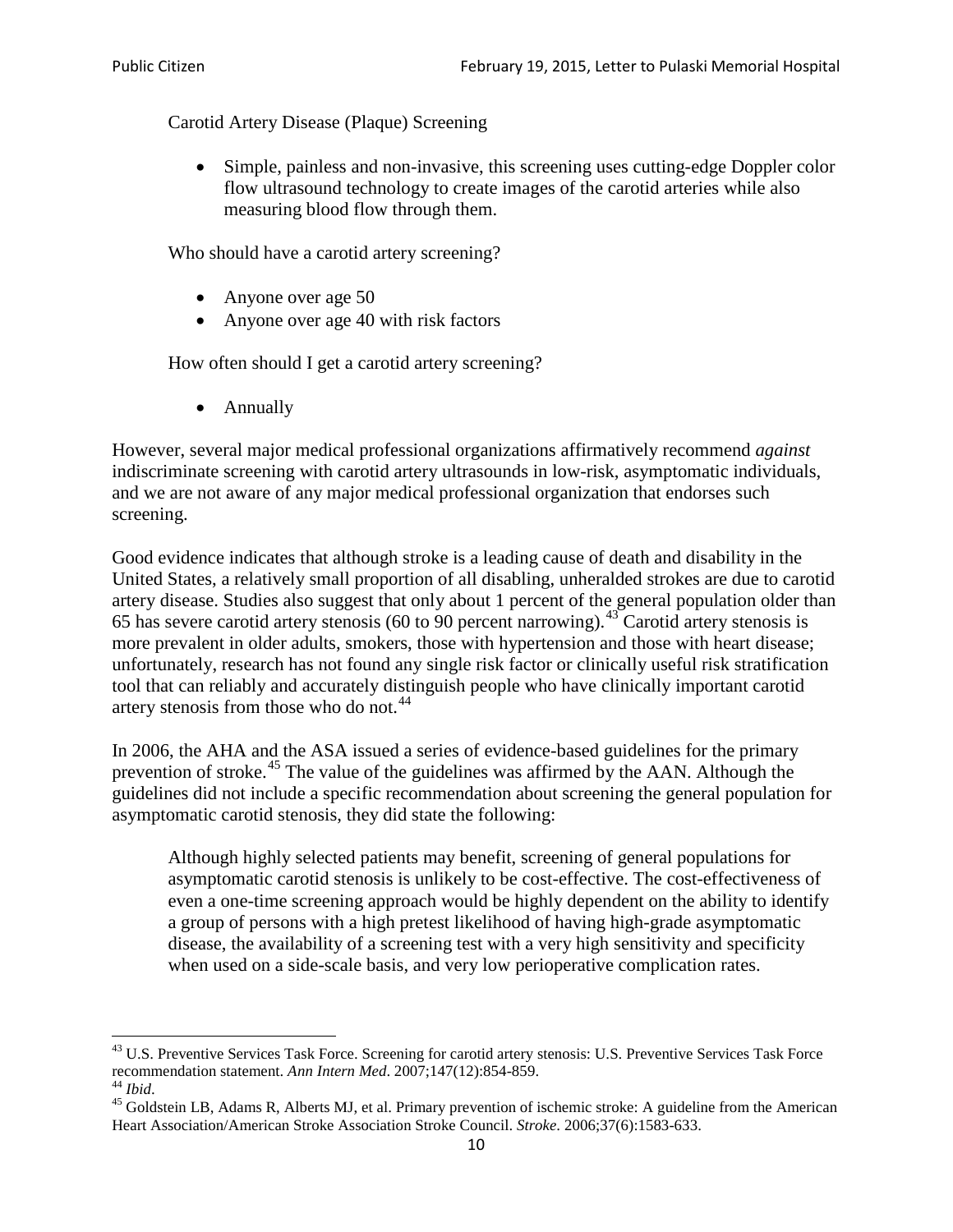> Carotid Artery Disease (Plaque) Screening
>
> - Simple, painless and non-invasive, this screening uses cutting-edge Doppler color flow ultrasound technology to create images of the carotid arteries while also measuring blood flow through them.
>
> Who should have a carotid artery screening?
>
> - Anyone over age 50
> - Anyone over age 40 with risk factors
>
> How often should I get a carotid artery screening?
>
> - Annually

However, several major medical professional organizations affirmatively recommend *against* indiscriminate screening with carotid artery ultrasounds in low-risk, asymptomatic individuals, and we are not aware of any major medical professional organization that endorses such screening.

Good evidence indicates that although stroke is a leading cause of death and disability in the United States, a relatively small proportion of all disabling, unheralded strokes are due to carotid artery disease. Studies also suggest that only about 1 percent of the general population older than 65 has severe carotid artery stenosis (60 to 90 percent narrowing).[43] Carotid artery stenosis is more prevalent in older adults, smokers, those with hypertension and those with heart disease; unfortunately, research has not found any single risk factor or clinically useful risk stratification tool that can reliably and accurately distinguish people who have clinically important carotid artery stenosis from those who do not.[44]

In 2006, the AHA and the ASA issued a series of evidence-based guidelines for the primary prevention of stroke.[45] The value of the guidelines was affirmed by the AAN. Although the guidelines did not include a specific recommendation about screening the general population for asymptomatic carotid stenosis, they did state the following:

> Although highly selected patients may benefit, screening of general populations for asymptomatic carotid stenosis is unlikely to be cost-effective. The cost-effectiveness of even a one-time screening approach would be highly dependent on the ability to identify a group of persons with a high pretest likelihood of having high-grade asymptomatic disease, the availability of a screening test with a very high sensitivity and specificity when used on a side-scale basis, and very low perioperative complication rates.

---

[43] U.S. Preventive Services Task Force. Screening for carotid artery stenosis: U.S. Preventive Services Task Force recommendation statement. *Ann Intern Med*. 2007;147(12):854-859.

[44] *Ibid*.

[45] Goldstein LB, Adams R, Alberts MJ, et al. Primary prevention of ischemic stroke: A guideline from the American Heart Association/American Stroke Association Stroke Council. *Stroke*. 2006;37(6):1583-633.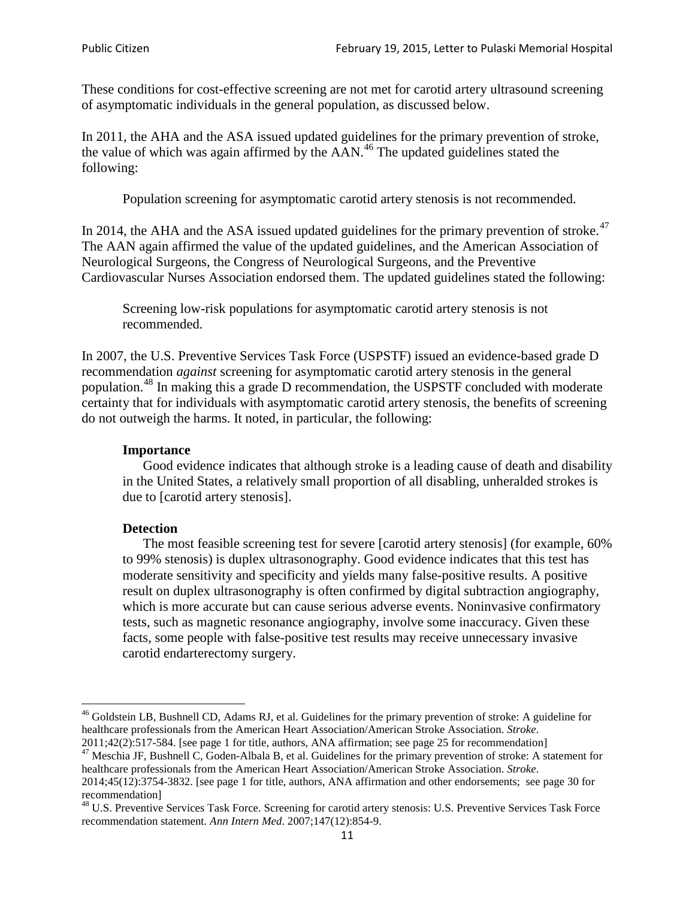These conditions for cost-effective screening are not met for carotid artery ultrasound screening of asymptomatic individuals in the general population, as discussed below.

In 2011, the AHA and the ASA issued updated guidelines for the primary prevention of stroke, the value of which was again affirmed by the AAN.[46] The updated guidelines stated the following:

> Population screening for asymptomatic carotid artery stenosis is not recommended.

In 2014, the AHA and the ASA issued updated guidelines for the primary prevention of stroke.[47] The AAN again affirmed the value of the updated guidelines, and the American Association of Neurological Surgeons, the Congress of Neurological Surgeons, and the Preventive Cardiovascular Nurses Association endorsed them. The updated guidelines stated the following:

> Screening low-risk populations for asymptomatic carotid artery stenosis is not recommended.

In 2007, the U.S. Preventive Services Task Force (USPSTF) issued an evidence-based grade D recommendation *against* screening for asymptomatic carotid artery stenosis in the general population.[48] In making this a grade D recommendation, the USPSTF concluded with moderate certainty that for individuals with asymptomatic carotid artery stenosis, the benefits of screening do not outweigh the harms. It noted, in particular, the following:

> **Importance**
>
> Good evidence indicates that although stroke is a leading cause of death and disability in the United States, a relatively small proportion of all disabling, unheralded strokes is due to [carotid artery stenosis].
>
> **Detection**
>
> The most feasible screening test for severe [carotid artery stenosis] (for example, 60% to 99% stenosis) is duplex ultrasonography. Good evidence indicates that this test has moderate sensitivity and specificity and yields many false-positive results. A positive result on duplex ultrasonography is often confirmed by digital subtraction angiography, which is more accurate but can cause serious adverse events. Noninvasive confirmatory tests, such as magnetic resonance angiography, involve some inaccuracy. Given these facts, some people with false-positive test results may receive unnecessary invasive carotid endarterectomy surgery.

---

[46] Goldstein LB, Bushnell CD, Adams RJ, et al. Guidelines for the primary prevention of stroke: A guideline for healthcare professionals from the American Heart Association/American Stroke Association. *Stroke*. 2011;42(2):517-584. [see page 1 for title, authors, ANA affirmation; see page 25 for recommendation]

[47] Meschia JF, Bushnell C, Goden-Albala B, et al. Guidelines for the primary prevention of stroke: A statement for healthcare professionals from the American Heart Association/American Stroke Association. *Stroke*. 2014;45(12):3754-3832. [see page 1 for title, authors, ANA affirmation and other endorsements; see page 30 for recommendation]

[48] U.S. Preventive Services Task Force. Screening for carotid artery stenosis: U.S. Preventive Services Task Force recommendation statement. *Ann Intern Med*. 2007;147(12):854-9.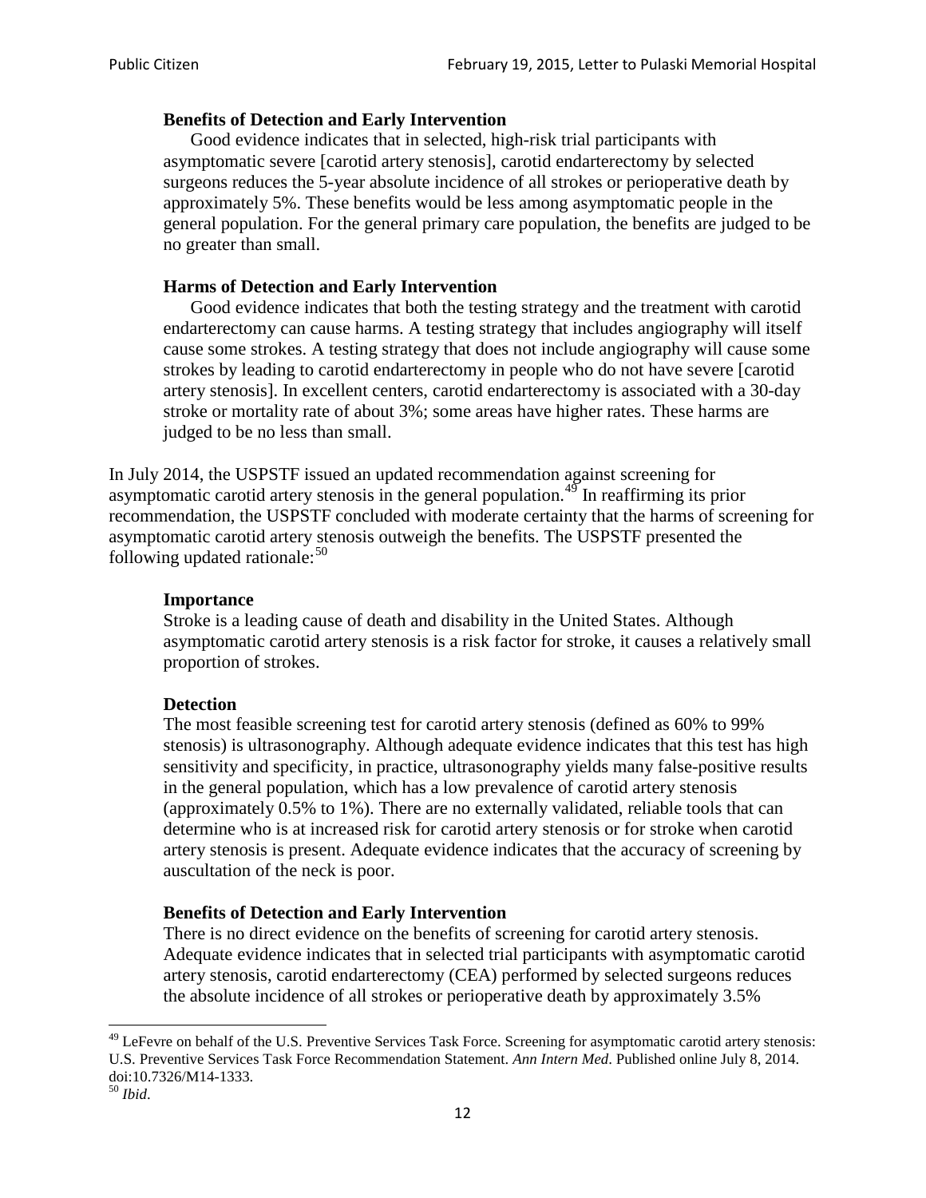> **Benefits of Detection and Early Intervention**
>
> Good evidence indicates that in selected, high-risk trial participants with asymptomatic severe [carotid artery stenosis], carotid endarterectomy by selected surgeons reduces the 5-year absolute incidence of all strokes or perioperative death by approximately 5%. These benefits would be less among asymptomatic people in the general population. For the general primary care population, the benefits are judged to be no greater than small.
>
> **Harms of Detection and Early Intervention**
>
> Good evidence indicates that both the testing strategy and the treatment with carotid endarterectomy can cause harms. A testing strategy that includes angiography will itself cause some strokes. A testing strategy that does not include angiography will cause some strokes by leading to carotid endarterectomy in people who do not have severe [carotid artery stenosis]. In excellent centers, carotid endarterectomy is associated with a 30-day stroke or mortality rate of about 3%; some areas have higher rates. These harms are judged to be no less than small.

In July 2014, the USPSTF issued an updated recommendation against screening for asymptomatic carotid artery stenosis in the general population.[49] In reaffirming its prior recommendation, the USPSTF concluded with moderate certainty that the harms of screening for asymptomatic carotid artery stenosis outweigh the benefits. The USPSTF presented the following updated rationale:[50]

> **Importance**
>
> Stroke is a leading cause of death and disability in the United States. Although asymptomatic carotid artery stenosis is a risk factor for stroke, it causes a relatively small proportion of strokes.
>
> **Detection**
>
> The most feasible screening test for carotid artery stenosis (defined as 60% to 99% stenosis) is ultrasonography. Although adequate evidence indicates that this test has high sensitivity and specificity, in practice, ultrasonography yields many false-positive results in the general population, which has a low prevalence of carotid artery stenosis (approximately 0.5% to 1%). There are no externally validated, reliable tools that can determine who is at increased risk for carotid artery stenosis or for stroke when carotid artery stenosis is present. Adequate evidence indicates that the accuracy of screening by auscultation of the neck is poor.
>
> **Benefits of Detection and Early Intervention**
>
> There is no direct evidence on the benefits of screening for carotid artery stenosis. Adequate evidence indicates that in selected trial participants with asymptomatic carotid artery stenosis, carotid endarterectomy (CEA) performed by selected surgeons reduces the absolute incidence of all strokes or perioperative death by approximately 3.5%

---

[49] LeFevre on behalf of the U.S. Preventive Services Task Force. Screening for asymptomatic carotid artery stenosis: U.S. Preventive Services Task Force Recommendation Statement. *Ann Intern Med*. Published online July 8, 2014. doi:10.7326/M14-1333.

[50] *Ibid*.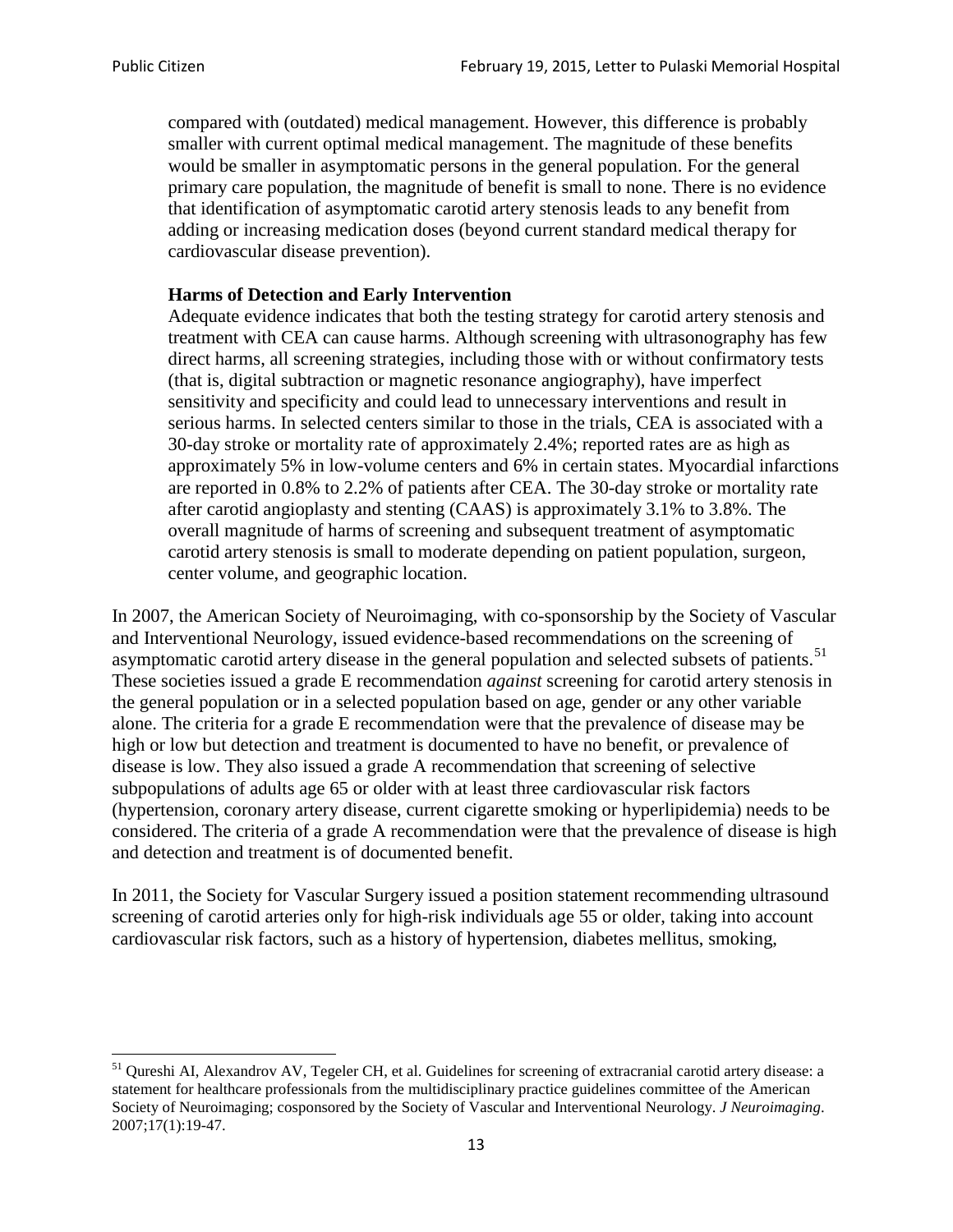> compared with (outdated) medical management. However, this difference is probably smaller with current optimal medical management. The magnitude of these benefits would be smaller in asymptomatic persons in the general population. For the general primary care population, the magnitude of benefit is small to none. There is no evidence that identification of asymptomatic carotid artery stenosis leads to any benefit from adding or increasing medication doses (beyond current standard medical therapy for cardiovascular disease prevention).
>
> **Harms of Detection and Early Intervention**
>
> Adequate evidence indicates that both the testing strategy for carotid artery stenosis and treatment with CEA can cause harms. Although screening with ultrasonography has few direct harms, all screening strategies, including those with or without confirmatory tests (that is, digital subtraction or magnetic resonance angiography), have imperfect sensitivity and specificity and could lead to unnecessary interventions and result in serious harms. In selected centers similar to those in the trials, CEA is associated with a 30-day stroke or mortality rate of approximately 2.4%; reported rates are as high as approximately 5% in low-volume centers and 6% in certain states. Myocardial infarctions are reported in 0.8% to 2.2% of patients after CEA. The 30-day stroke or mortality rate after carotid angioplasty and stenting (CAAS) is approximately 3.1% to 3.8%. The overall magnitude of harms of screening and subsequent treatment of asymptomatic carotid artery stenosis is small to moderate depending on patient population, surgeon, center volume, and geographic location.

In 2007, the American Society of Neuroimaging, with co-sponsorship by the Society of Vascular and Interventional Neurology, issued evidence-based recommendations on the screening of asymptomatic carotid artery disease in the general population and selected subsets of patients.[51] These societies issued a grade E recommendation *against* screening for carotid artery stenosis in the general population or in a selected population based on age, gender or any other variable alone. The criteria for a grade E recommendation were that the prevalence of disease may be high or low but detection and treatment is documented to have no benefit, or prevalence of disease is low. They also issued a grade A recommendation that screening of selective subpopulations of adults age 65 or older with at least three cardiovascular risk factors (hypertension, coronary artery disease, current cigarette smoking or hyperlipidemia) needs to be considered. The criteria of a grade A recommendation were that the prevalence of disease is high and detection and treatment is of documented benefit.

In 2011, the Society for Vascular Surgery issued a position statement recommending ultrasound screening of carotid arteries only for high-risk individuals age 55 or older, taking into account cardiovascular risk factors, such as a history of hypertension, diabetes mellitus, smoking,

[51] Qureshi AI, Alexandrov AV, Tegeler CH, et al. Guidelines for screening of extracranial carotid artery disease: a statement for healthcare professionals from the multidisciplinary practice guidelines committee of the American Society of Neuroimaging; cosponsored by the Society of Vascular and Interventional Neurology. *J Neuroimaging*. 2007;17(1):19-47.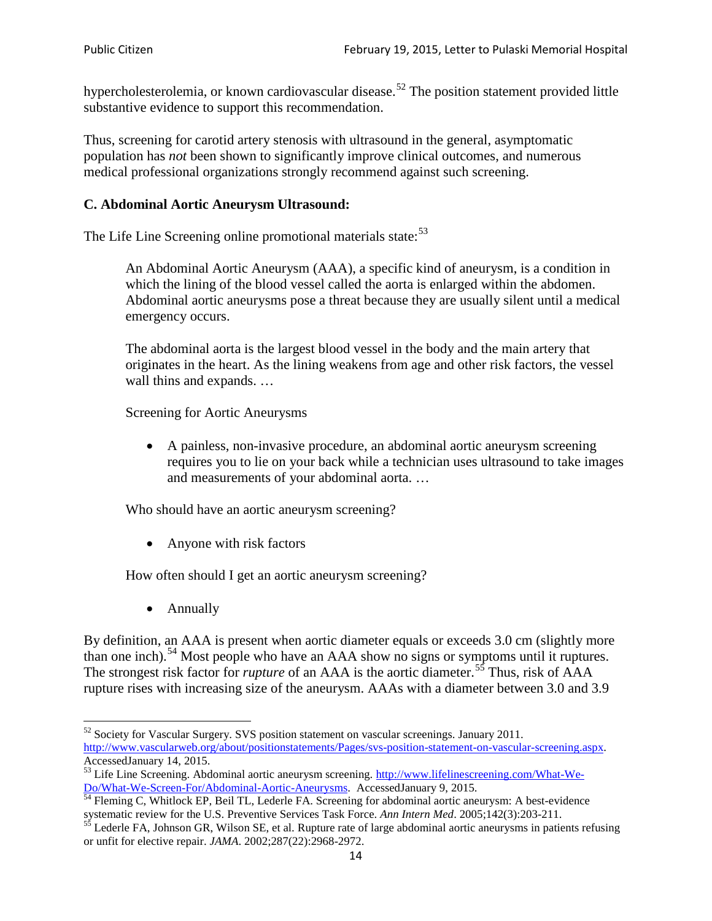hypercholesterolemia, or known cardiovascular disease.[52] The position statement provided little substantive evidence to support this recommendation.

Thus, screening for carotid artery stenosis with ultrasound in the general, asymptomatic population has *not* been shown to significantly improve clinical outcomes, and numerous medical professional organizations strongly recommend against such screening.

### C. Abdominal Aortic Aneurysm Ultrasound:

The Life Line Screening online promotional materials state:[53]

> An Abdominal Aortic Aneurysm (AAA), a specific kind of aneurysm, is a condition in which the lining of the blood vessel called the aorta is enlarged within the abdomen. Abdominal aortic aneurysms pose a threat because they are usually silent until a medical emergency occurs.
>
> The abdominal aorta is the largest blood vessel in the body and the main artery that originates in the heart. As the lining weakens from age and other risk factors, the vessel wall thins and expands. …
>
> Screening for Aortic Aneurysms
>
> - A painless, non-invasive procedure, an abdominal aortic aneurysm screening requires you to lie on your back while a technician uses ultrasound to take images and measurements of your abdominal aorta. …
>
> Who should have an aortic aneurysm screening?
>
> - Anyone with risk factors
>
> How often should I get an aortic aneurysm screening?
>
> - Annually

By definition, an AAA is present when aortic diameter equals or exceeds 3.0 cm (slightly more than one inch).[54] Most people who have an AAA show no signs or symptoms until it ruptures. The strongest risk factor for *rupture* of an AAA is the aortic diameter.[55] Thus, risk of AAA rupture rises with increasing size of the aneurysm. AAAs with a diameter between 3.0 and 3.9

---

[52] Society for Vascular Surgery. SVS position statement on vascular screenings. January 2011. http://www.vascularweb.org/about/positionstatements/Pages/svs-position-statement-on-vascular-screening.aspx. AccessedJanuary 14, 2015.

[53] Life Line Screening. Abdominal aortic aneurysm screening. http://www.lifelinescreening.com/What-We-Do/What-We-Screen-For/Abdominal-Aortic-Aneurysms. AccessedJanuary 9, 2015.

[54] Fleming C, Whitlock EP, Beil TL, Lederle FA. Screening for abdominal aortic aneurysm: A best-evidence systematic review for the U.S. Preventive Services Task Force. *Ann Intern Med*. 2005;142(3):203-211.

[55] Lederle FA, Johnson GR, Wilson SE, et al. Rupture rate of large abdominal aortic aneurysms in patients refusing or unfit for elective repair. *JAMA*. 2002;287(22):2968-2972.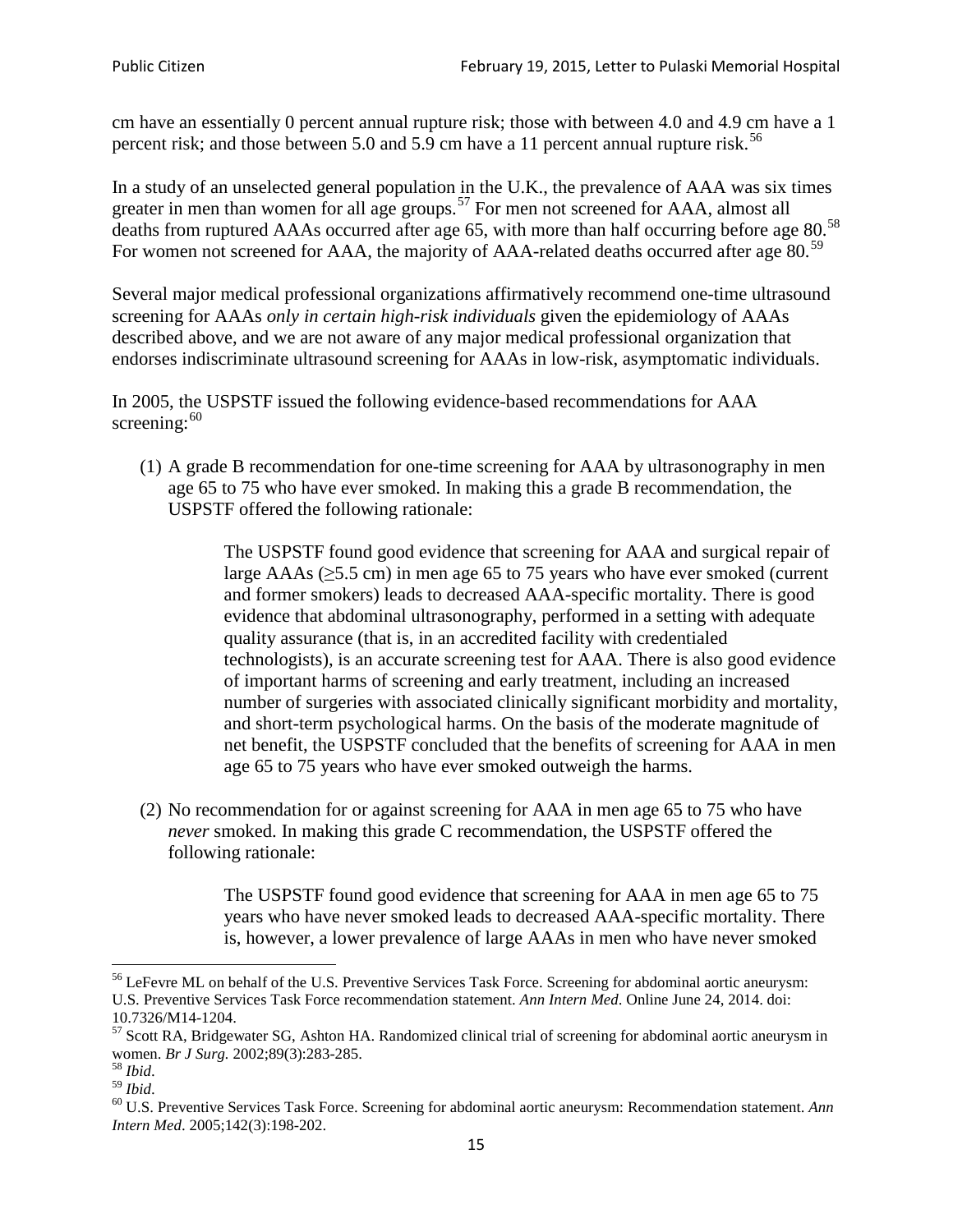cm have an essentially 0 percent annual rupture risk; those with between 4.0 and 4.9 cm have a 1 percent risk; and those between 5.0 and 5.9 cm have a 11 percent annual rupture risk.[56]

In a study of an unselected general population in the U.K., the prevalence of AAA was six times greater in men than women for all age groups.[57] For men not screened for AAA, almost all deaths from ruptured AAAs occurred after age 65, with more than half occurring before age 80.[58] For women not screened for AAA, the majority of AAA-related deaths occurred after age 80.[59]

Several major medical professional organizations affirmatively recommend one-time ultrasound screening for AAAs *only in certain high-risk individuals* given the epidemiology of AAAs described above, and we are not aware of any major medical professional organization that endorses indiscriminate ultrasound screening for AAAs in low-risk, asymptomatic individuals.

In 2005, the USPSTF issued the following evidence-based recommendations for AAA screening:[60]

(1) A grade B recommendation for one-time screening for AAA by ultrasonography in men age 65 to 75 who have ever smoked. In making this a grade B recommendation, the USPSTF offered the following rationale:

> The USPSTF found good evidence that screening for AAA and surgical repair of large AAAs (≥5.5 cm) in men age 65 to 75 years who have ever smoked (current and former smokers) leads to decreased AAA-specific mortality. There is good evidence that abdominal ultrasonography, performed in a setting with adequate quality assurance (that is, in an accredited facility with credentialed technologists), is an accurate screening test for AAA. There is also good evidence of important harms of screening and early treatment, including an increased number of surgeries with associated clinically significant morbidity and mortality, and short-term psychological harms. On the basis of the moderate magnitude of net benefit, the USPSTF concluded that the benefits of screening for AAA in men age 65 to 75 years who have ever smoked outweigh the harms.

(2) No recommendation for or against screening for AAA in men age 65 to 75 who have *never* smoked. In making this grade C recommendation, the USPSTF offered the following rationale:

> The USPSTF found good evidence that screening for AAA in men age 65 to 75 years who have never smoked leads to decreased AAA-specific mortality. There is, however, a lower prevalence of large AAAs in men who have never smoked

---

[56] LeFevre ML on behalf of the U.S. Preventive Services Task Force. Screening for abdominal aortic aneurysm: U.S. Preventive Services Task Force recommendation statement. *Ann Intern Med*. Online June 24, 2014. doi: 10.7326/M14-1204.

[57] Scott RA, Bridgewater SG, Ashton HA. Randomized clinical trial of screening for abdominal aortic aneurysm in women. *Br J Surg.* 2002;89(3):283-285.

[58] *Ibid*.

[59] *Ibid*.

[60] U.S. Preventive Services Task Force. Screening for abdominal aortic aneurysm: Recommendation statement. *Ann Intern Med*. 2005;142(3):198-202.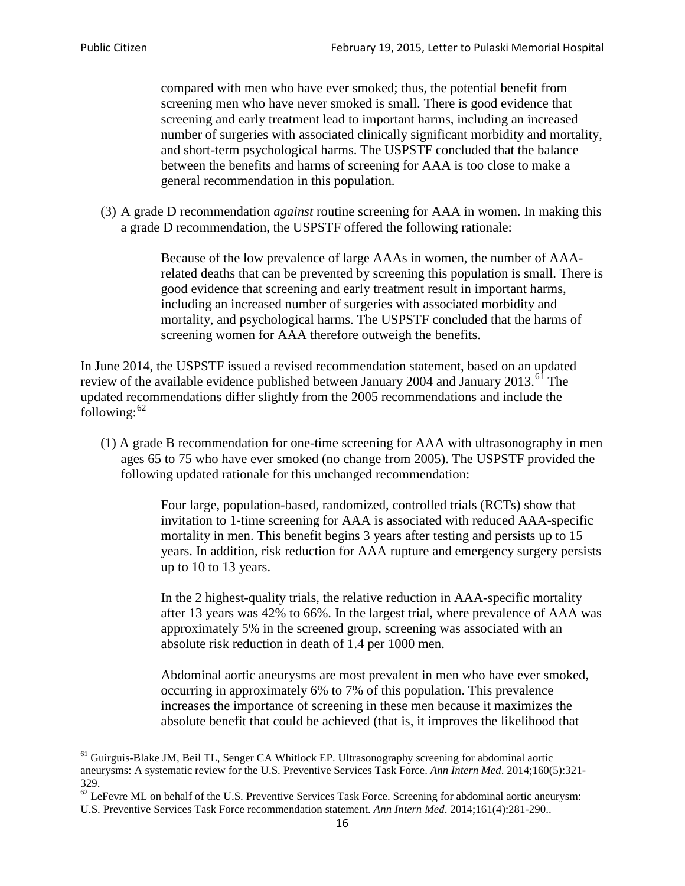> compared with men who have ever smoked; thus, the potential benefit from screening men who have never smoked is small. There is good evidence that screening and early treatment lead to important harms, including an increased number of surgeries with associated clinically significant morbidity and mortality, and short-term psychological harms. The USPSTF concluded that the balance between the benefits and harms of screening for AAA is too close to make a general recommendation in this population.

(3) A grade D recommendation *against* routine screening for AAA in women. In making this a grade D recommendation, the USPSTF offered the following rationale:

> Because of the low prevalence of large AAAs in women, the number of AAA-related deaths that can be prevented by screening this population is small. There is good evidence that screening and early treatment result in important harms, including an increased number of surgeries with associated morbidity and mortality, and psychological harms. The USPSTF concluded that the harms of screening women for AAA therefore outweigh the benefits.

In June 2014, the USPSTF issued a revised recommendation statement, based on an updated review of the available evidence published between January 2004 and January 2013.[61] The updated recommendations differ slightly from the 2005 recommendations and include the following:[62]

(1) A grade B recommendation for one-time screening for AAA with ultrasonography in men ages 65 to 75 who have ever smoked (no change from 2005). The USPSTF provided the following updated rationale for this unchanged recommendation:

> Four large, population-based, randomized, controlled trials (RCTs) show that invitation to 1-time screening for AAA is associated with reduced AAA-specific mortality in men. This benefit begins 3 years after testing and persists up to 15 years. In addition, risk reduction for AAA rupture and emergency surgery persists up to 10 to 13 years.
>
> In the 2 highest-quality trials, the relative reduction in AAA-specific mortality after 13 years was 42% to 66%. In the largest trial, where prevalence of AAA was approximately 5% in the screened group, screening was associated with an absolute risk reduction in death of 1.4 per 1000 men.
>
> Abdominal aortic aneurysms are most prevalent in men who have ever smoked, occurring in approximately 6% to 7% of this population. This prevalence increases the importance of screening in these men because it maximizes the absolute benefit that could be achieved (that is, it improves the likelihood that

[61] Guirguis-Blake JM, Beil TL, Senger CA Whitlock EP. Ultrasonography screening for abdominal aortic aneurysms: A systematic review for the U.S. Preventive Services Task Force. *Ann Intern Med*. 2014;160(5):321-329.

[62] LeFevre ML on behalf of the U.S. Preventive Services Task Force. Screening for abdominal aortic aneurysm: U.S. Preventive Services Task Force recommendation statement. *Ann Intern Med*. 2014;161(4):281-290..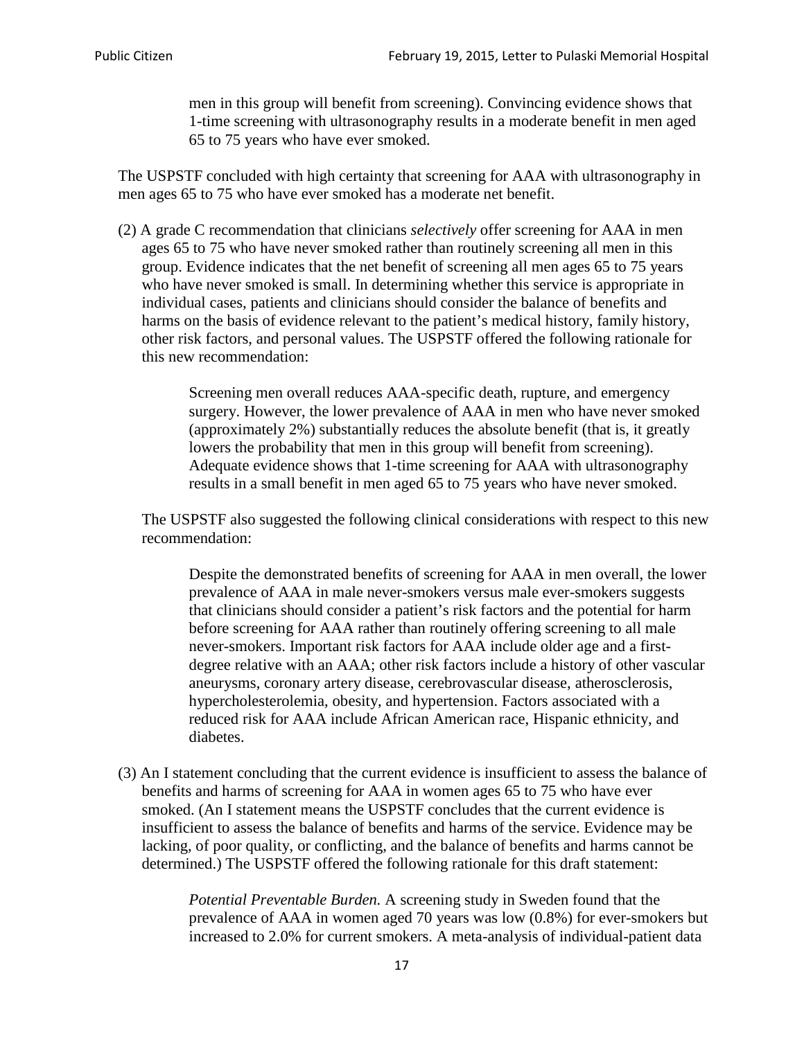> men in this group will benefit from screening). Convincing evidence shows that 1-time screening with ultrasonography results in a moderate benefit in men aged 65 to 75 years who have ever smoked.

The USPSTF concluded with high certainty that screening for AAA with ultrasonography in men ages 65 to 75 who have ever smoked has a moderate net benefit.

(2) A grade C recommendation that clinicians *selectively* offer screening for AAA in men ages 65 to 75 who have never smoked rather than routinely screening all men in this group. Evidence indicates that the net benefit of screening all men ages 65 to 75 years who have never smoked is small. In determining whether this service is appropriate in individual cases, patients and clinicians should consider the balance of benefits and harms on the basis of evidence relevant to the patient's medical history, family history, other risk factors, and personal values. The USPSTF offered the following rationale for this new recommendation:

> Screening men overall reduces AAA-specific death, rupture, and emergency surgery. However, the lower prevalence of AAA in men who have never smoked (approximately 2%) substantially reduces the absolute benefit (that is, it greatly lowers the probability that men in this group will benefit from screening). Adequate evidence shows that 1-time screening for AAA with ultrasonography results in a small benefit in men aged 65 to 75 years who have never smoked.

The USPSTF also suggested the following clinical considerations with respect to this new recommendation:

> Despite the demonstrated benefits of screening for AAA in men overall, the lower prevalence of AAA in male never-smokers versus male ever-smokers suggests that clinicians should consider a patient's risk factors and the potential for harm before screening for AAA rather than routinely offering screening to all male never-smokers. Important risk factors for AAA include older age and a first-degree relative with an AAA; other risk factors include a history of other vascular aneurysms, coronary artery disease, cerebrovascular disease, atherosclerosis, hypercholesterolemia, obesity, and hypertension. Factors associated with a reduced risk for AAA include African American race, Hispanic ethnicity, and diabetes.

(3) An I statement concluding that the current evidence is insufficient to assess the balance of benefits and harms of screening for AAA in women ages 65 to 75 who have ever smoked. (An I statement means the USPSTF concludes that the current evidence is insufficient to assess the balance of benefits and harms of the service. Evidence may be lacking, of poor quality, or conflicting, and the balance of benefits and harms cannot be determined.) The USPSTF offered the following rationale for this draft statement:

> *Potential Preventable Burden.* A screening study in Sweden found that the prevalence of AAA in women aged 70 years was low (0.8%) for ever-smokers but increased to 2.0% for current smokers. A meta-analysis of individual-patient data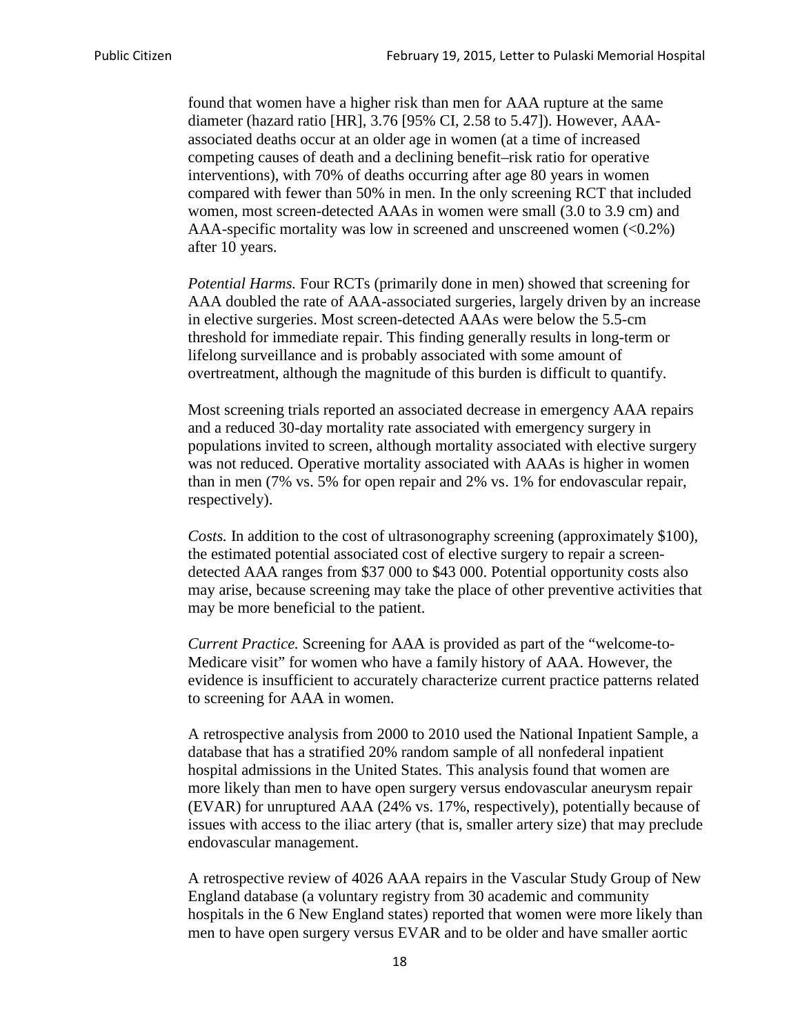found that women have a higher risk than men for AAA rupture at the same diameter (hazard ratio [HR], 3.76 [95% CI, 2.58 to 5.47]). However, AAA-associated deaths occur at an older age in women (at a time of increased competing causes of death and a declining benefit–risk ratio for operative interventions), with 70% of deaths occurring after age 80 years in women compared with fewer than 50% in men. In the only screening RCT that included women, most screen-detected AAAs in women were small (3.0 to 3.9 cm) and AAA-specific mortality was low in screened and unscreened women (<0.2%) after 10 years.

*Potential Harms.* Four RCTs (primarily done in men) showed that screening for AAA doubled the rate of AAA-associated surgeries, largely driven by an increase in elective surgeries. Most screen-detected AAAs were below the 5.5-cm threshold for immediate repair. This finding generally results in long-term or lifelong surveillance and is probably associated with some amount of overtreatment, although the magnitude of this burden is difficult to quantify.

Most screening trials reported an associated decrease in emergency AAA repairs and a reduced 30-day mortality rate associated with emergency surgery in populations invited to screen, although mortality associated with elective surgery was not reduced. Operative mortality associated with AAAs is higher in women than in men (7% vs. 5% for open repair and 2% vs. 1% for endovascular repair, respectively).

*Costs.* In addition to the cost of ultrasonography screening (approximately $100), the estimated potential associated cost of elective surgery to repair a screen-detected AAA ranges from $37 000 to $43 000. Potential opportunity costs also may arise, because screening may take the place of other preventive activities that may be more beneficial to the patient.

*Current Practice.* Screening for AAA is provided as part of the "welcome-to-Medicare visit" for women who have a family history of AAA. However, the evidence is insufficient to accurately characterize current practice patterns related to screening for AAA in women.

A retrospective analysis from 2000 to 2010 used the National Inpatient Sample, a database that has a stratified 20% random sample of all nonfederal inpatient hospital admissions in the United States. This analysis found that women are more likely than men to have open surgery versus endovascular aneurysm repair (EVAR) for unruptured AAA (24% vs. 17%, respectively), potentially because of issues with access to the iliac artery (that is, smaller artery size) that may preclude endovascular management.

A retrospective review of 4026 AAA repairs in the Vascular Study Group of New England database (a voluntary registry from 30 academic and community hospitals in the 6 New England states) reported that women were more likely than men to have open surgery versus EVAR and to be older and have smaller aortic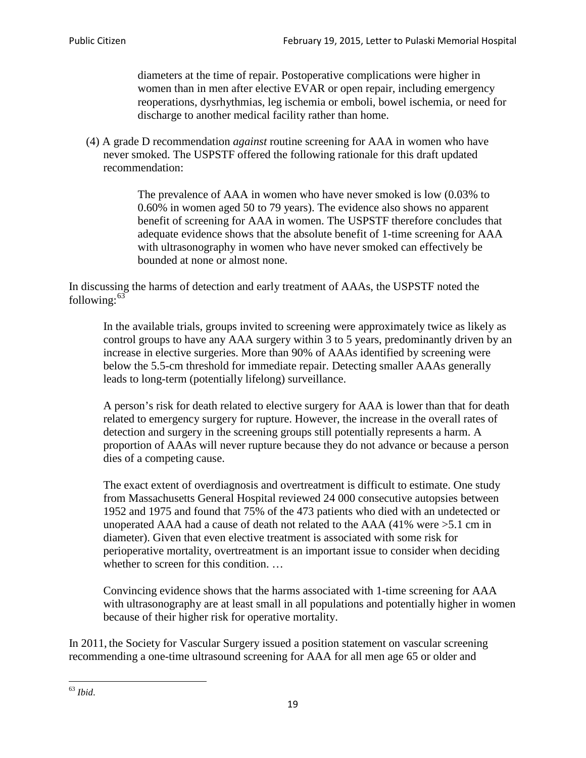> diameters at the time of repair. Postoperative complications were higher in women than in men after elective EVAR or open repair, including emergency reoperations, dysrhythmias, leg ischemia or emboli, bowel ischemia, or need for discharge to another medical facility rather than home.

(4) A grade D recommendation *against* routine screening for AAA in women who have never smoked. The USPSTF offered the following rationale for this draft updated recommendation:

> The prevalence of AAA in women who have never smoked is low (0.03% to 0.60% in women aged 50 to 79 years). The evidence also shows no apparent benefit of screening for AAA in women. The USPSTF therefore concludes that adequate evidence shows that the absolute benefit of 1-time screening for AAA with ultrasonography in women who have never smoked can effectively be bounded at none or almost none.

In discussing the harms of detection and early treatment of AAAs, the USPSTF noted the following:[63]

> In the available trials, groups invited to screening were approximately twice as likely as control groups to have any AAA surgery within 3 to 5 years, predominantly driven by an increase in elective surgeries. More than 90% of AAAs identified by screening were below the 5.5-cm threshold for immediate repair. Detecting smaller AAAs generally leads to long-term (potentially lifelong) surveillance.
>
> A person's risk for death related to elective surgery for AAA is lower than that for death related to emergency surgery for rupture. However, the increase in the overall rates of detection and surgery in the screening groups still potentially represents a harm. A proportion of AAAs will never rupture because they do not advance or because a person dies of a competing cause.
>
> The exact extent of overdiagnosis and overtreatment is difficult to estimate. One study from Massachusetts General Hospital reviewed 24 000 consecutive autopsies between 1952 and 1975 and found that 75% of the 473 patients who died with an undetected or unoperated AAA had a cause of death not related to the AAA (41% were >5.1 cm in diameter). Given that even elective treatment is associated with some risk for perioperative mortality, overtreatment is an important issue to consider when deciding whether to screen for this condition. …
>
> Convincing evidence shows that the harms associated with 1-time screening for AAA with ultrasonography are at least small in all populations and potentially higher in women because of their higher risk for operative mortality.

In 2011, the Society for Vascular Surgery issued a position statement on vascular screening recommending a one-time ultrasound screening for AAA for all men age 65 or older and

[63] *Ibid*.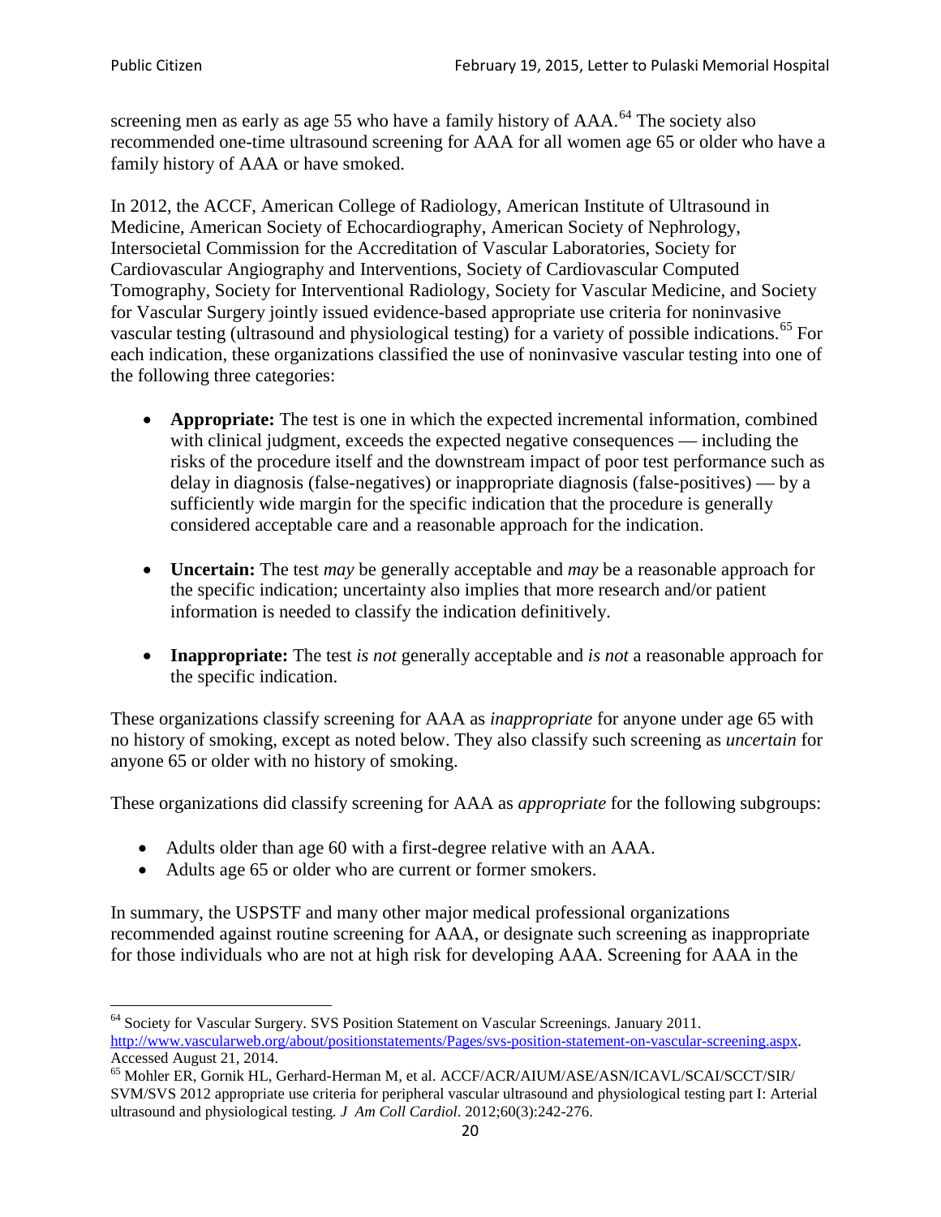screening men as early as age 55 who have a family history of AAA.[64] The society also recommended one-time ultrasound screening for AAA for all women age 65 or older who have a family history of AAA or have smoked.

In 2012, the ACCF, American College of Radiology, American Institute of Ultrasound in Medicine, American Society of Echocardiography, American Society of Nephrology, Intersocietal Commission for the Accreditation of Vascular Laboratories, Society for Cardiovascular Angiography and Interventions, Society of Cardiovascular Computed Tomography, Society for Interventional Radiology, Society for Vascular Medicine, and Society for Vascular Surgery jointly issued evidence-based appropriate use criteria for noninvasive vascular testing (ultrasound and physiological testing) for a variety of possible indications.[65] For each indication, these organizations classified the use of noninvasive vascular testing into one of the following three categories:

- **Appropriate:** The test is one in which the expected incremental information, combined with clinical judgment, exceeds the expected negative consequences — including the risks of the procedure itself and the downstream impact of poor test performance such as delay in diagnosis (false-negatives) or inappropriate diagnosis (false-positives) — by a sufficiently wide margin for the specific indication that the procedure is generally considered acceptable care and a reasonable approach for the indication.

- **Uncertain:** The test *may* be generally acceptable and *may* be a reasonable approach for the specific indication; uncertainty also implies that more research and/or patient information is needed to classify the indication definitively.

- **Inappropriate:** The test *is not* generally acceptable and *is not* a reasonable approach for the specific indication.

These organizations classify screening for AAA as *inappropriate* for anyone under age 65 with no history of smoking, except as noted below. They also classify such screening as *uncertain* for anyone 65 or older with no history of smoking.

These organizations did classify screening for AAA as *appropriate* for the following subgroups:

- Adults older than age 60 with a first-degree relative with an AAA.
- Adults age 65 or older who are current or former smokers.

In summary, the USPSTF and many other major medical professional organizations recommended against routine screening for AAA, or designate such screening as inappropriate for those individuals who are not at high risk for developing AAA. Screening for AAA in the

---

[64] Society for Vascular Surgery. SVS Position Statement on Vascular Screenings. January 2011. http://www.vascularweb.org/about/positionstatements/Pages/svs-position-statement-on-vascular-screening.aspx. Accessed August 21, 2014.

[65] Mohler ER, Gornik HL, Gerhard-Herman M, et al. ACCF/ACR/AIUM/ASE/ASN/ICAVL/SCAI/SCCT/SIR/SVM/SVS 2012 appropriate use criteria for peripheral vascular ultrasound and physiological testing part I: Arterial ultrasound and physiological testing. *J Am Coll Cardiol*. 2012;60(3):242-276.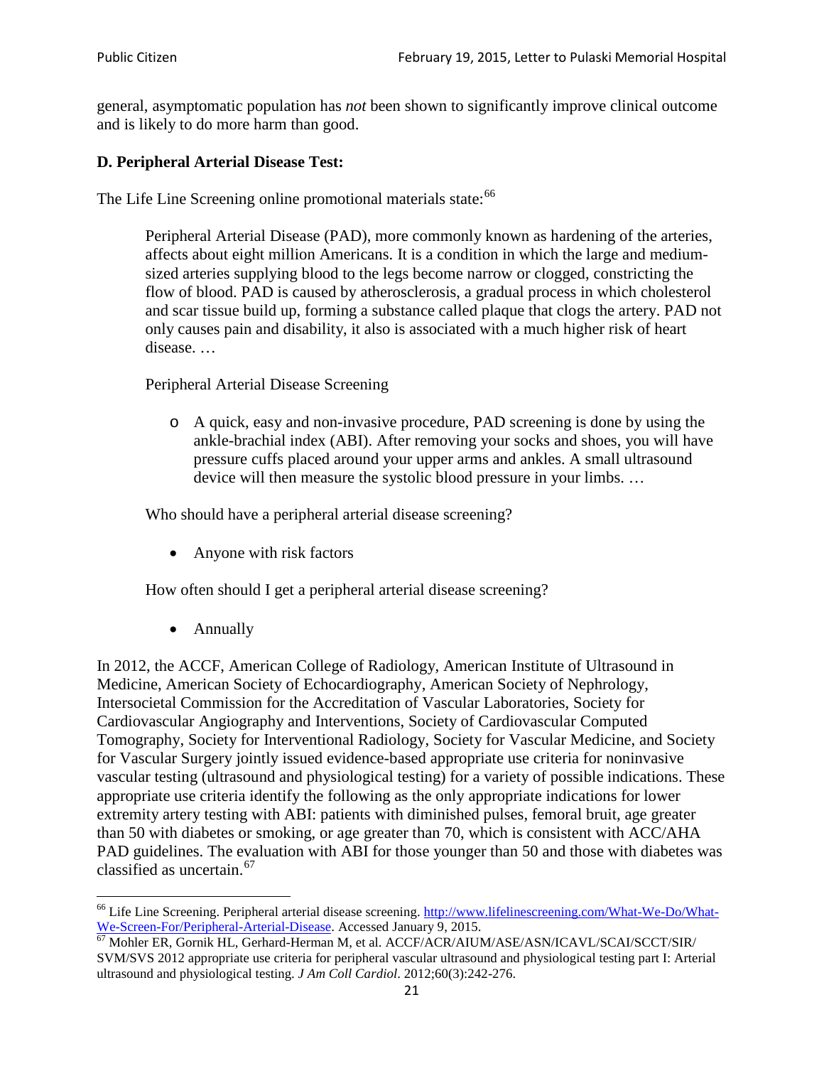general, asymptomatic population has *not* been shown to significantly improve clinical outcome and is likely to do more harm than good.

### D. Peripheral Arterial Disease Test:

The Life Line Screening online promotional materials state:[66]

> Peripheral Arterial Disease (PAD), more commonly known as hardening of the arteries, affects about eight million Americans. It is a condition in which the large and medium-sized arteries supplying blood to the legs become narrow or clogged, constricting the flow of blood. PAD is caused by atherosclerosis, a gradual process in which cholesterol and scar tissue build up, forming a substance called plaque that clogs the artery. PAD not only causes pain and disability, it also is associated with a much higher risk of heart disease. …
>
> Peripheral Arterial Disease Screening
>
> - A quick, easy and non-invasive procedure, PAD screening is done by using the ankle-brachial index (ABI). After removing your socks and shoes, you will have pressure cuffs placed around your upper arms and ankles. A small ultrasound device will then measure the systolic blood pressure in your limbs. …
>
> Who should have a peripheral arterial disease screening?
>
> - Anyone with risk factors
>
> How often should I get a peripheral arterial disease screening?
>
> - Annually

In 2012, the ACCF, American College of Radiology, American Institute of Ultrasound in Medicine, American Society of Echocardiography, American Society of Nephrology, Intersocietal Commission for the Accreditation of Vascular Laboratories, Society for Cardiovascular Angiography and Interventions, Society of Cardiovascular Computed Tomography, Society for Interventional Radiology, Society for Vascular Medicine, and Society for Vascular Surgery jointly issued evidence-based appropriate use criteria for noninvasive vascular testing (ultrasound and physiological testing) for a variety of possible indications. These appropriate use criteria identify the following as the only appropriate indications for lower extremity artery testing with ABI: patients with diminished pulses, femoral bruit, age greater than 50 with diabetes or smoking, or age greater than 70, which is consistent with ACC/AHA PAD guidelines. The evaluation with ABI for those younger than 50 and those with diabetes was classified as uncertain.[67]

---

[66] Life Line Screening. Peripheral arterial disease screening. http://www.lifelinescreening.com/What-We-Do/What-We-Screen-For/Peripheral-Arterial-Disease. Accessed January 9, 2015.

[67] Mohler ER, Gornik HL, Gerhard-Herman M, et al. ACCF/ACR/AIUM/ASE/ASN/ICAVL/SCAI/SCCT/SIR/SVM/SVS 2012 appropriate use criteria for peripheral vascular ultrasound and physiological testing part I: Arterial ultrasound and physiological testing. *J Am Coll Cardiol*. 2012;60(3):242-276.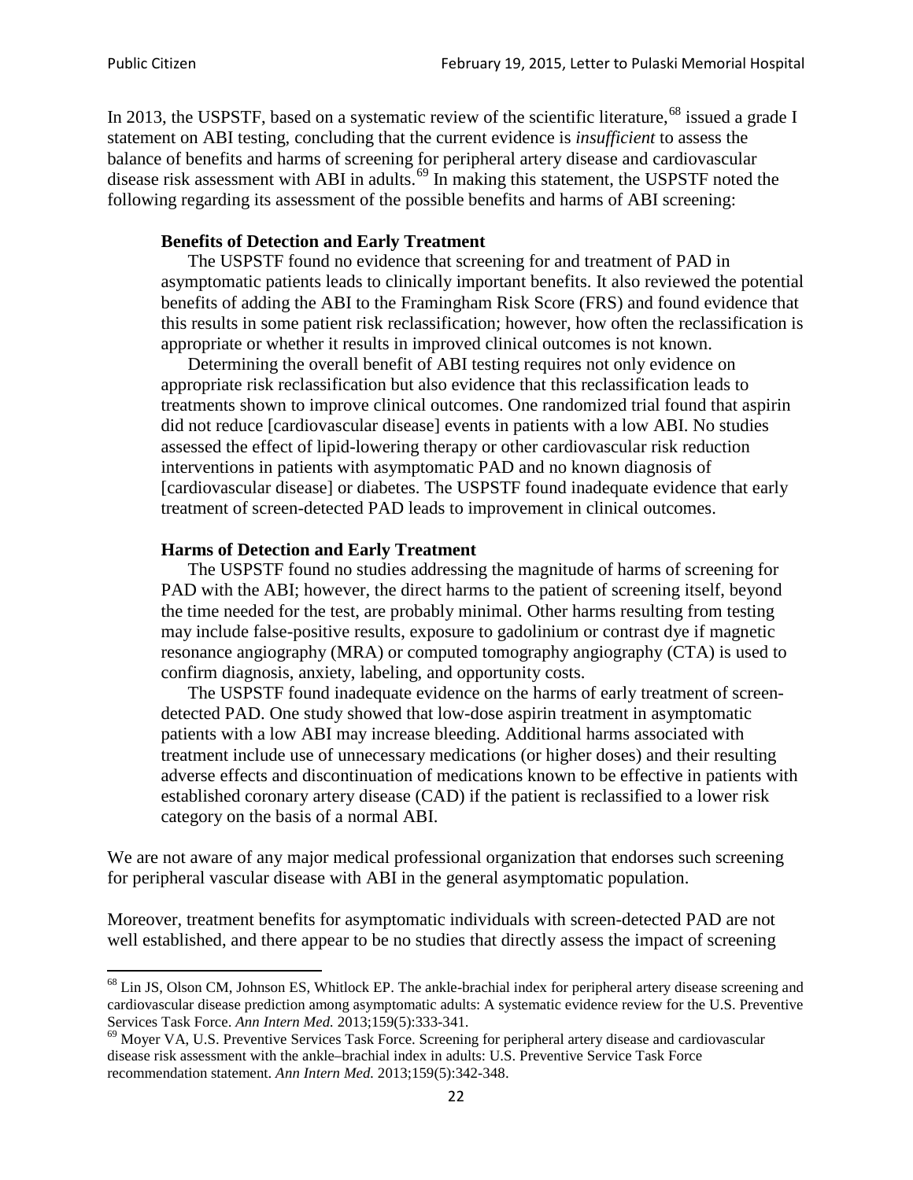In 2013, the USPSTF, based on a systematic review of the scientific literature,[68] issued a grade I statement on ABI testing, concluding that the current evidence is *insufficient* to assess the balance of benefits and harms of screening for peripheral artery disease and cardiovascular disease risk assessment with ABI in adults.[69] In making this statement, the USPSTF noted the following regarding its assessment of the possible benefits and harms of ABI screening:

> **Benefits of Detection and Early Treatment**
>
> The USPSTF found no evidence that screening for and treatment of PAD in asymptomatic patients leads to clinically important benefits. It also reviewed the potential benefits of adding the ABI to the Framingham Risk Score (FRS) and found evidence that this results in some patient risk reclassification; however, how often the reclassification is appropriate or whether it results in improved clinical outcomes is not known.
>
> Determining the overall benefit of ABI testing requires not only evidence on appropriate risk reclassification but also evidence that this reclassification leads to treatments shown to improve clinical outcomes. One randomized trial found that aspirin did not reduce [cardiovascular disease] events in patients with a low ABI. No studies assessed the effect of lipid-lowering therapy or other cardiovascular risk reduction interventions in patients with asymptomatic PAD and no known diagnosis of [cardiovascular disease] or diabetes. The USPSTF found inadequate evidence that early treatment of screen-detected PAD leads to improvement in clinical outcomes.
>
> **Harms of Detection and Early Treatment**
>
> The USPSTF found no studies addressing the magnitude of harms of screening for PAD with the ABI; however, the direct harms to the patient of screening itself, beyond the time needed for the test, are probably minimal. Other harms resulting from testing may include false-positive results, exposure to gadolinium or contrast dye if magnetic resonance angiography (MRA) or computed tomography angiography (CTA) is used to confirm diagnosis, anxiety, labeling, and opportunity costs.
>
> The USPSTF found inadequate evidence on the harms of early treatment of screen-detected PAD. One study showed that low-dose aspirin treatment in asymptomatic patients with a low ABI may increase bleeding. Additional harms associated with treatment include use of unnecessary medications (or higher doses) and their resulting adverse effects and discontinuation of medications known to be effective in patients with established coronary artery disease (CAD) if the patient is reclassified to a lower risk category on the basis of a normal ABI.

We are not aware of any major medical professional organization that endorses such screening for peripheral vascular disease with ABI in the general asymptomatic population.

Moreover, treatment benefits for asymptomatic individuals with screen-detected PAD are not well established, and there appear to be no studies that directly assess the impact of screening

---

[68] Lin JS, Olson CM, Johnson ES, Whitlock EP. The ankle-brachial index for peripheral artery disease screening and cardiovascular disease prediction among asymptomatic adults: A systematic evidence review for the U.S. Preventive Services Task Force. *Ann Intern Med.* 2013;159(5):333-341.

[69] Moyer VA, U.S. Preventive Services Task Force. Screening for peripheral artery disease and cardiovascular disease risk assessment with the ankle–brachial index in adults: U.S. Preventive Service Task Force recommendation statement. *Ann Intern Med.* 2013;159(5):342-348.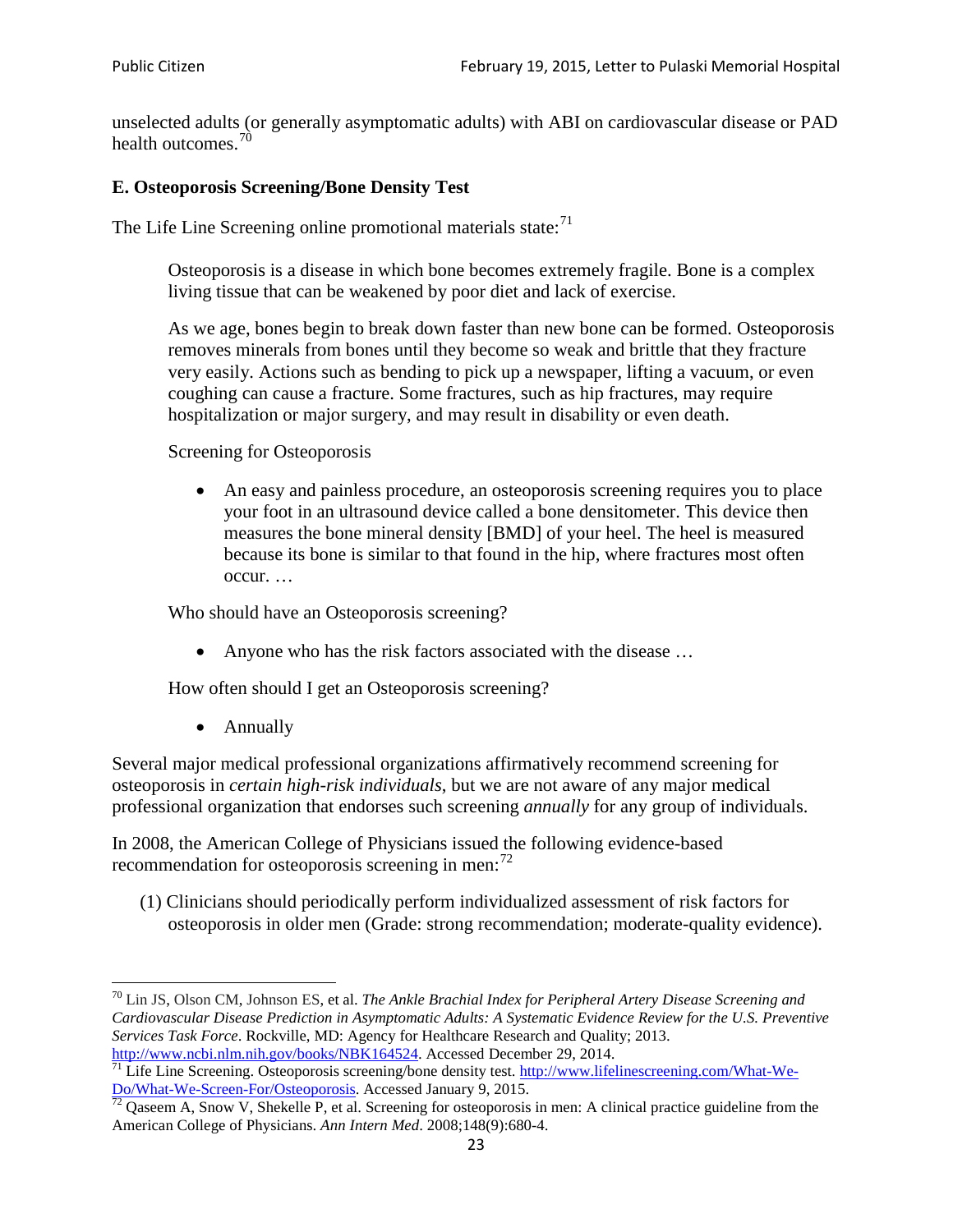unselected adults (or generally asymptomatic adults) with ABI on cardiovascular disease or PAD health outcomes.[70]

### E. Osteoporosis Screening/Bone Density Test

The Life Line Screening online promotional materials state:[71]

> Osteoporosis is a disease in which bone becomes extremely fragile. Bone is a complex living tissue that can be weakened by poor diet and lack of exercise.
>
> As we age, bones begin to break down faster than new bone can be formed. Osteoporosis removes minerals from bones until they become so weak and brittle that they fracture very easily. Actions such as bending to pick up a newspaper, lifting a vacuum, or even coughing can cause a fracture. Some fractures, such as hip fractures, may require hospitalization or major surgery, and may result in disability or even death.
>
> Screening for Osteoporosis
>
> - An easy and painless procedure, an osteoporosis screening requires you to place your foot in an ultrasound device called a bone densitometer. This device then measures the bone mineral density [BMD] of your heel. The heel is measured because its bone is similar to that found in the hip, where fractures most often occur. …
>
> Who should have an Osteoporosis screening?
>
> - Anyone who has the risk factors associated with the disease …
>
> How often should I get an Osteoporosis screening?
>
> - Annually

Several major medical professional organizations affirmatively recommend screening for osteoporosis in *certain high-risk individuals*, but we are not aware of any major medical professional organization that endorses such screening *annually* for any group of individuals.

In 2008, the American College of Physicians issued the following evidence-based recommendation for osteoporosis screening in men:[72]

> (1) Clinicians should periodically perform individualized assessment of risk factors for osteoporosis in older men (Grade: strong recommendation; moderate-quality evidence).

---

[70] Lin JS, Olson CM, Johnson ES, et al. *The Ankle Brachial Index for Peripheral Artery Disease Screening and Cardiovascular Disease Prediction in Asymptomatic Adults: A Systematic Evidence Review for the U.S. Preventive Services Task Force*. Rockville, MD: Agency for Healthcare Research and Quality; 2013. http://www.ncbi.nlm.nih.gov/books/NBK164524. Accessed December 29, 2014.

[71] Life Line Screening. Osteoporosis screening/bone density test. http://www.lifelinescreening.com/What-We-Do/What-We-Screen-For/Osteoporosis. Accessed January 9, 2015.

[72] Qaseem A, Snow V, Shekelle P, et al. Screening for osteoporosis in men: A clinical practice guideline from the American College of Physicians. *Ann Intern Med*. 2008;148(9):680-4.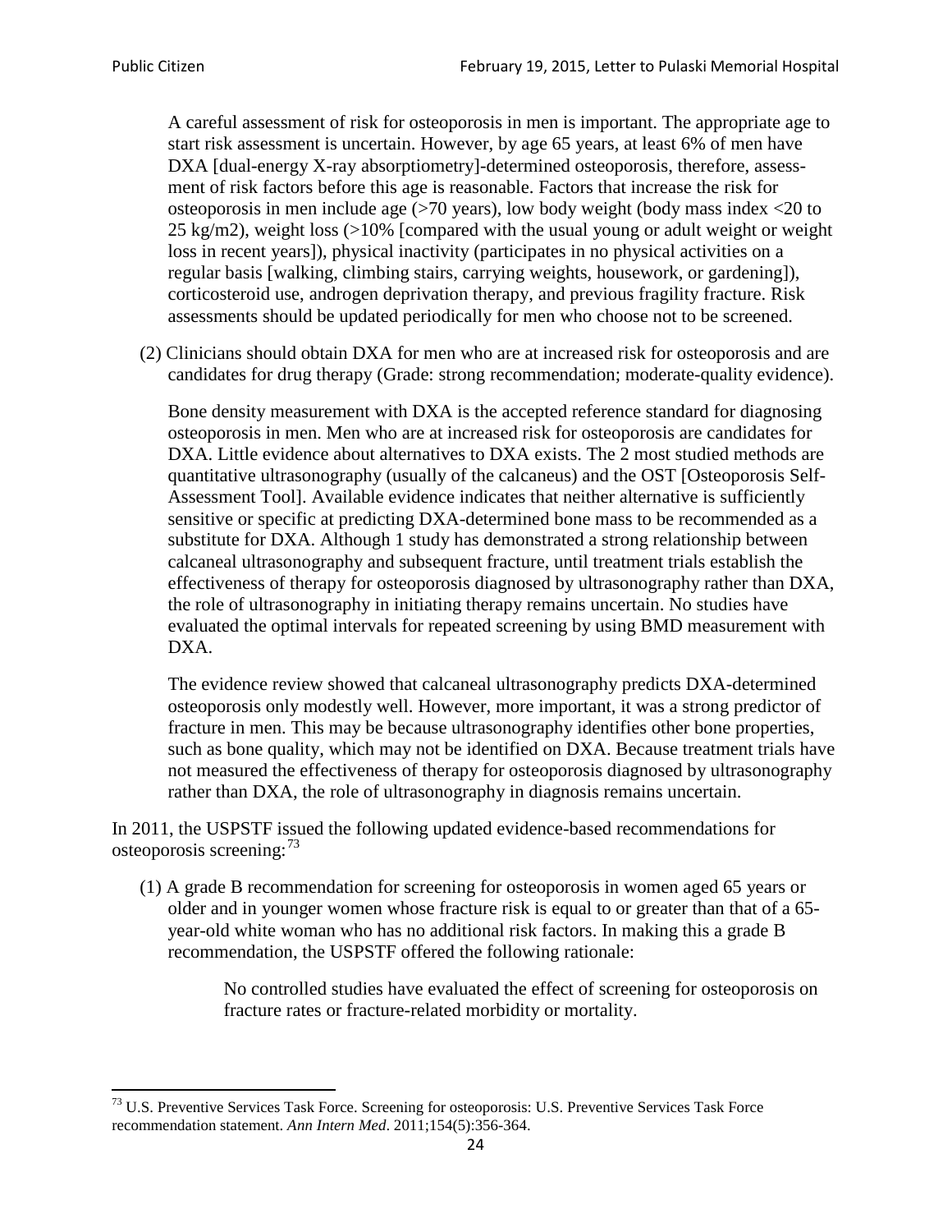A careful assessment of risk for osteoporosis in men is important. The appropriate age to start risk assessment is uncertain. However, by age 65 years, at least 6% of men have DXA [dual-energy X-ray absorptiometry]-determined osteoporosis, therefore, assessment of risk factors before this age is reasonable. Factors that increase the risk for osteoporosis in men include age (>70 years), low body weight (body mass index <20 to 25 kg/m2), weight loss (>10% [compared with the usual young or adult weight or weight loss in recent years]), physical inactivity (participates in no physical activities on a regular basis [walking, climbing stairs, carrying weights, housework, or gardening]), corticosteroid use, androgen deprivation therapy, and previous fragility fracture. Risk assessments should be updated periodically for men who choose not to be screened.

(2) Clinicians should obtain DXA for men who are at increased risk for osteoporosis and are candidates for drug therapy (Grade: strong recommendation; moderate-quality evidence).

Bone density measurement with DXA is the accepted reference standard for diagnosing osteoporosis in men. Men who are at increased risk for osteoporosis are candidates for DXA. Little evidence about alternatives to DXA exists. The 2 most studied methods are quantitative ultrasonography (usually of the calcaneus) and the OST [Osteoporosis Self-Assessment Tool]. Available evidence indicates that neither alternative is sufficiently sensitive or specific at predicting DXA-determined bone mass to be recommended as a substitute for DXA. Although 1 study has demonstrated a strong relationship between calcaneal ultrasonography and subsequent fracture, until treatment trials establish the effectiveness of therapy for osteoporosis diagnosed by ultrasonography rather than DXA, the role of ultrasonography in initiating therapy remains uncertain. No studies have evaluated the optimal intervals for repeated screening by using BMD measurement with DXA.

The evidence review showed that calcaneal ultrasonography predicts DXA-determined osteoporosis only modestly well. However, more important, it was a strong predictor of fracture in men. This may be because ultrasonography identifies other bone properties, such as bone quality, which may not be identified on DXA. Because treatment trials have not measured the effectiveness of therapy for osteoporosis diagnosed by ultrasonography rather than DXA, the role of ultrasonography in diagnosis remains uncertain.

In 2011, the USPSTF issued the following updated evidence-based recommendations for osteoporosis screening:[73]

(1) A grade B recommendation for screening for osteoporosis in women aged 65 years or older and in younger women whose fracture risk is equal to or greater than that of a 65-year-old white woman who has no additional risk factors. In making this a grade B recommendation, the USPSTF offered the following rationale:

> No controlled studies have evaluated the effect of screening for osteoporosis on fracture rates or fracture-related morbidity or mortality.

[73] U.S. Preventive Services Task Force. Screening for osteoporosis: U.S. Preventive Services Task Force recommendation statement. *Ann Intern Med*. 2011;154(5):356-364.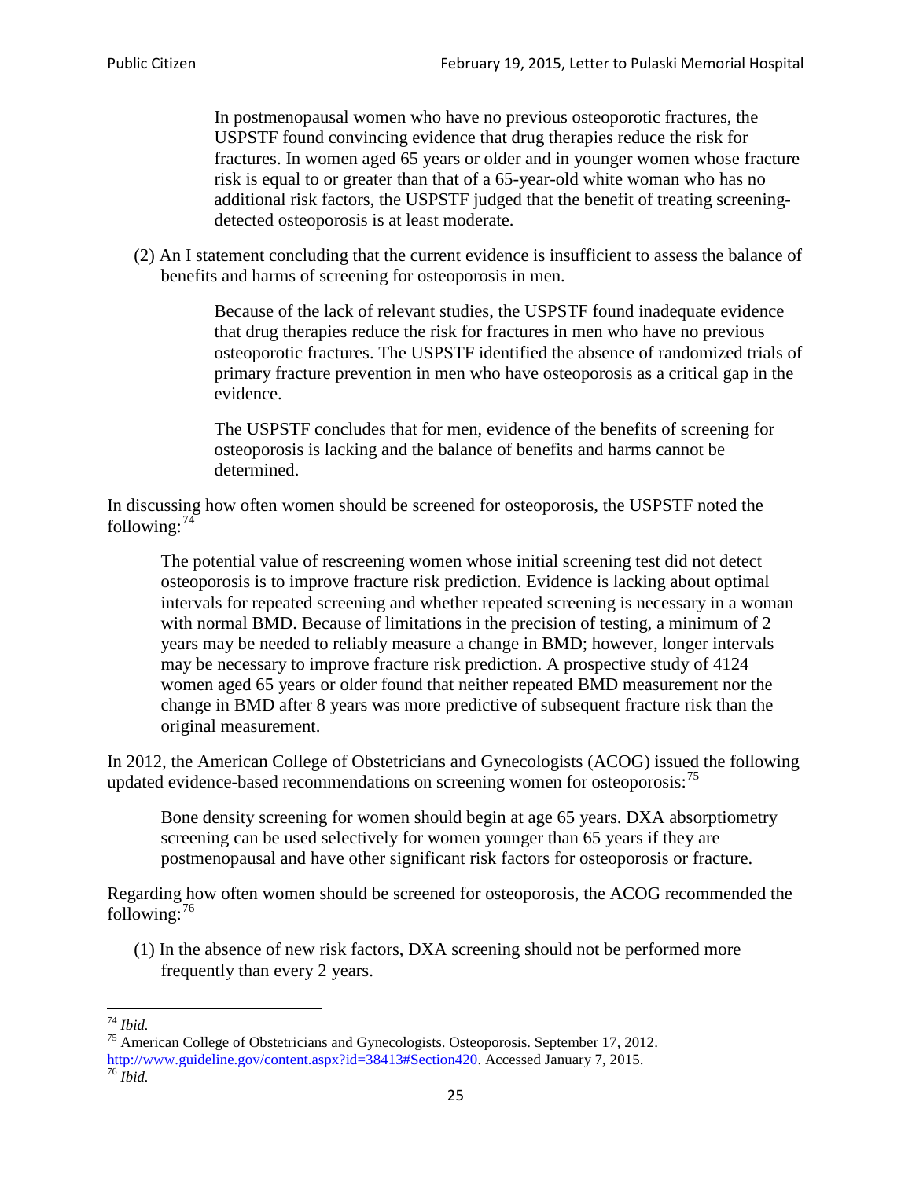> In postmenopausal women who have no previous osteoporotic fractures, the USPSTF found convincing evidence that drug therapies reduce the risk for fractures. In women aged 65 years or older and in younger women whose fracture risk is equal to or greater than that of a 65-year-old white woman who has no additional risk factors, the USPSTF judged that the benefit of treating screening-detected osteoporosis is at least moderate.

(2) An I statement concluding that the current evidence is insufficient to assess the balance of benefits and harms of screening for osteoporosis in men.

> Because of the lack of relevant studies, the USPSTF found inadequate evidence that drug therapies reduce the risk for fractures in men who have no previous osteoporotic fractures. The USPSTF identified the absence of randomized trials of primary fracture prevention in men who have osteoporosis as a critical gap in the evidence.
>
> The USPSTF concludes that for men, evidence of the benefits of screening for osteoporosis is lacking and the balance of benefits and harms cannot be determined.

In discussing how often women should be screened for osteoporosis, the USPSTF noted the following:[74]

> The potential value of rescreening women whose initial screening test did not detect osteoporosis is to improve fracture risk prediction. Evidence is lacking about optimal intervals for repeated screening and whether repeated screening is necessary in a woman with normal BMD. Because of limitations in the precision of testing, a minimum of 2 years may be needed to reliably measure a change in BMD; however, longer intervals may be necessary to improve fracture risk prediction. A prospective study of 4124 women aged 65 years or older found that neither repeated BMD measurement nor the change in BMD after 8 years was more predictive of subsequent fracture risk than the original measurement.

In 2012, the American College of Obstetricians and Gynecologists (ACOG) issued the following updated evidence-based recommendations on screening women for osteoporosis:[75]

> Bone density screening for women should begin at age 65 years. DXA absorptiometry screening can be used selectively for women younger than 65 years if they are postmenopausal and have other significant risk factors for osteoporosis or fracture.

Regarding how often women should be screened for osteoporosis, the ACOG recommended the following:[76]

(1) In the absence of new risk factors, DXA screening should not be performed more frequently than every 2 years.

---

[74] *Ibid.*

[75] American College of Obstetricians and Gynecologists. Osteoporosis. September 17, 2012. http://www.guideline.gov/content.aspx?id=38413#Section420. Accessed January 7, 2015.

[76] *Ibid.*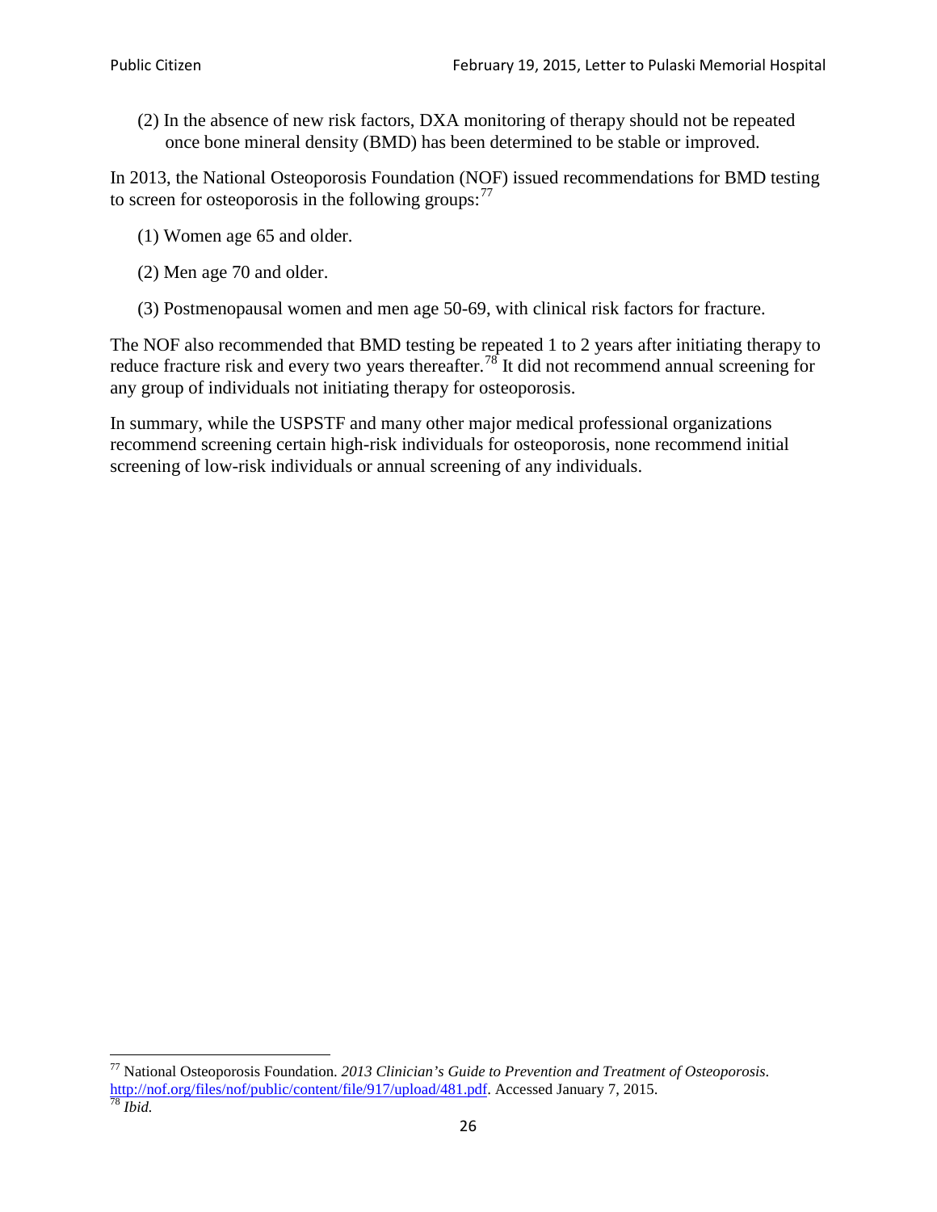(2) In the absence of new risk factors, DXA monitoring of therapy should not be repeated once bone mineral density (BMD) has been determined to be stable or improved.

In 2013, the National Osteoporosis Foundation (NOF) issued recommendations for BMD testing to screen for osteoporosis in the following groups:[77]

(1) Women age 65 and older.

(2) Men age 70 and older.

(3) Postmenopausal women and men age 50-69, with clinical risk factors for fracture.

The NOF also recommended that BMD testing be repeated 1 to 2 years after initiating therapy to reduce fracture risk and every two years thereafter.[78] It did not recommend annual screening for any group of individuals not initiating therapy for osteoporosis.

In summary, while the USPSTF and many other major medical professional organizations recommend screening certain high-risk individuals for osteoporosis, none recommend initial screening of low-risk individuals or annual screening of any individuals.

---

[77] National Osteoporosis Foundation. *2013 Clinician's Guide to Prevention and Treatment of Osteoporosis.* http://nof.org/files/nof/public/content/file/917/upload/481.pdf. Accessed January 7, 2015.

[78] *Ibid.*